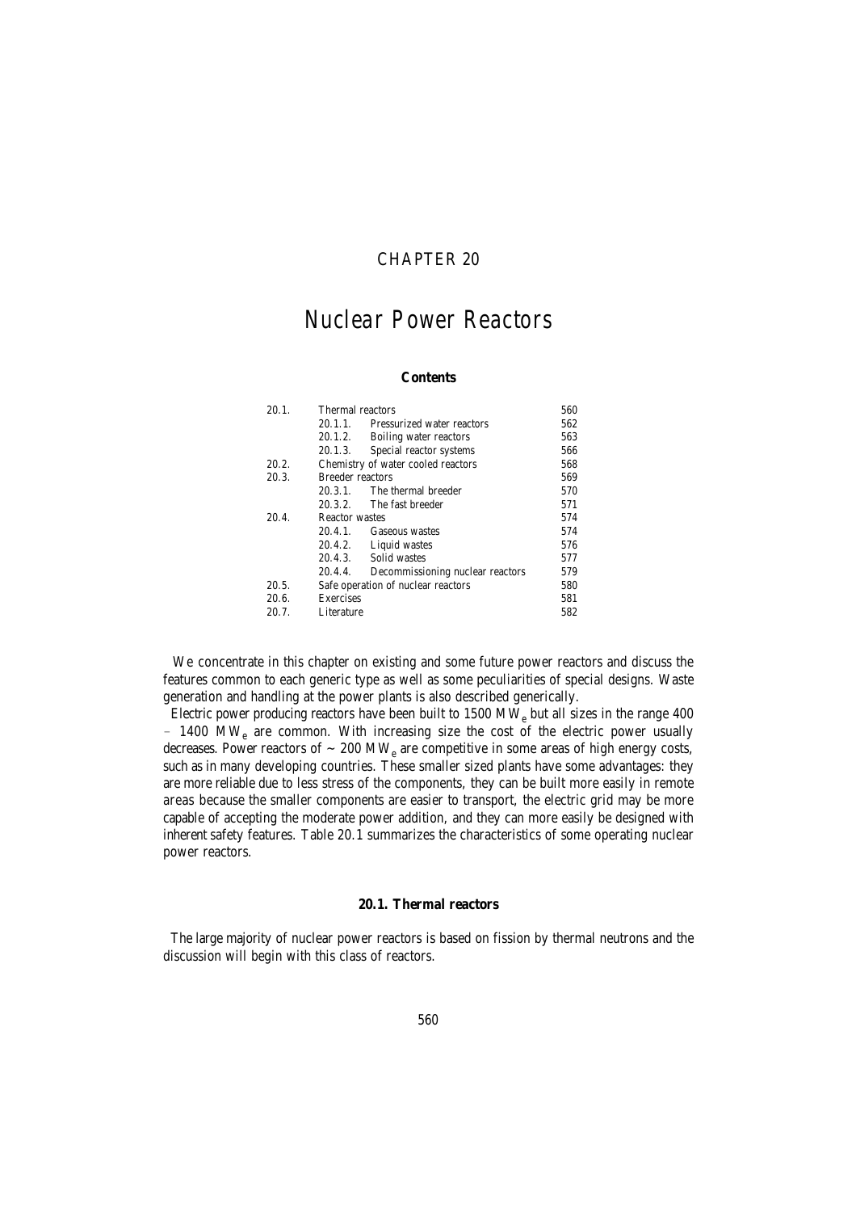# CHAPTER 20

# Nuclear Power Reactors

**Contents**

| | | |
|---|---|---|
| 20.1. | Thermal reactors | 560 |
| | 20.1.1. Pressurized water reactors | 562 |
| | 20.1.2. Boiling water reactors | 563 |
| | 20.1.3. Special reactor systems | 566 |
| 20.2. | Chemistry of water cooled reactors | 568 |
| 20.3. | Breeder reactors | 569 |
| | 20.3.1. The thermal breeder | 570 |
| | 20.3.2. The fast breeder | 571 |
| 20.4. | Reactor wastes | 574 |
| | 20.4.1. Gaseous wastes | 574 |
| | 20.4.2. Liquid wastes | 576 |
| | 20.4.3. Solid wastes | 577 |
| | 20.4.4. Decommissioning nuclear reactors | 579 |
| 20.5. | Safe operation of nuclear reactors | 580 |
| 20.6. | Exercises | 581 |
| 20.7. | Literature | 582 |

We concentrate in this chapter on existing and some future power reactors and discuss the features common to each generic type as well as some peculiarities of special designs. Waste generation and handling at the power plants is also described generically.

Electric power producing reactors have been built to 1500 $MW_e$ but all sizes in the range 400 – 1400 $MW_e$ are common. With increasing size the cost of the electric power usually decreases. Power reactors of ~ 200 $MW_e$ are competitive in some areas of high energy costs, such as in many developing countries. These smaller sized plants have some advantages: they are more reliable due to less stress of the components, they can be built more easily in remote areas because the smaller components are easier to transport, the electric grid may be more capable of accepting the moderate power addition, and they can more easily be designed with inherent safety features. Table 20.1 summarizes the characteristics of some operating nuclear power reactors.

## 20.1. Thermal reactors

The large majority of nuclear power reactors is based on fission by thermal neutrons and the discussion will begin with this class of reactors.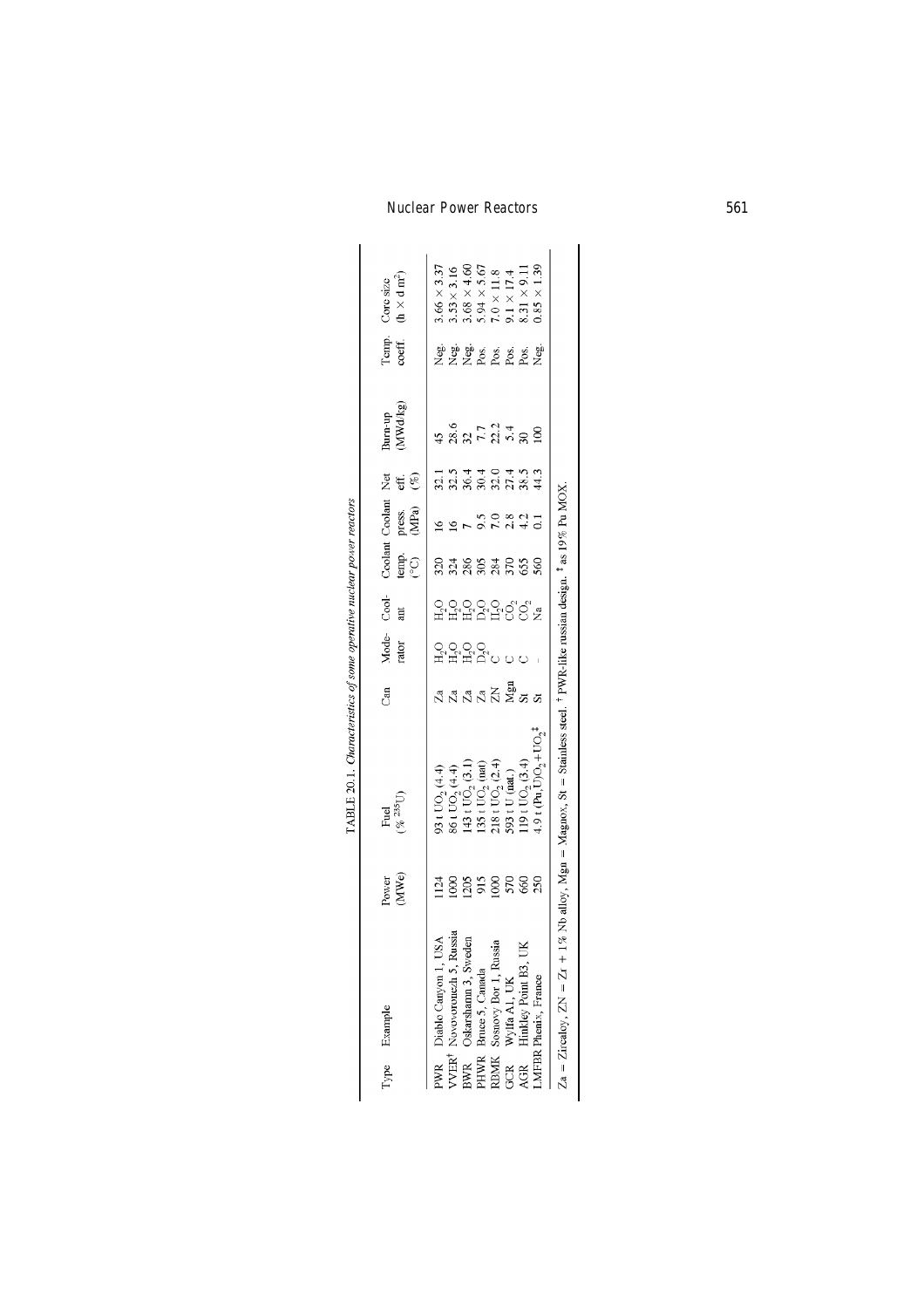TABLE 20.1. *Characteristics of some operative nuclear power reactors*

| Type | Example | Power (MWe) | Fuel (% $^{235}$U) | Can | Mode-rator | Cool-ant | Coolant temp. (°C) | Coolant press. (MPa) | Net eff. (%) | Burn-up (MWd/kg) | Temp. coeff. | Core size (h × d m$^2$) |
|---|---|---|---|---|---|---|---|---|---|---|---|---|
| PWR | Diablo Canyon 1, USA | 1124 | 93 t $UO_2$ (4.4) | Za | $H_2O$ | $H_2O$ | 320 | 16 | 32.1 | 45 | Neg. | 3.66 × 3.37 |
| VVER[†] | Novovoronezh 5, Russia | 1000 | 86 t $UO_2$ (4.4) | Za | $H_2O$ | $H_2O$ | 324 | 16 | 32.5 | 28.6 | Neg. | 3.55 × 3.16 |
| BWR | Oskarshamn 3, Sweden | 1205 | 143 t $UO_2$ (3.1) | Za | $H_2O$ | $H_2O$ | 286 | 7 | 36.4 | 32 | Neg. | 3.68 × 4.60 |
| PHWR | Bruce 5, Canada | 915 | 135 t $UO_2$ (nat) | Za | $D_2O$ | $D_2O$ | 305 | 9.5 | 30.4 | 7.7 | Pos. | 5.94 × 5.67 |
| RBMK | Sosnovy Bor 1, Russia | 1000 | 218 t $UO_2$ (2.4) | ZN | C | $H_2O$ | 284 | 7.0 | 32.0 | 22.2 | Pos. | 7.0 × 11.8 |
| GCR | Wylfa A1, UK | 570 | 593 t U (nat.) | Mgn | C | $CO_2$ | 370 | 2.8 | 27.4 | 5.4 | Pos. | 9.1 × 17.4 |
| AGR | Hinkley Point B3, UK | 660 | 119 t $UO_2$ (3.4) | St | C | $CO_2$ | 655 | 4.2 | 38.5 | 30 | Pos. | 8.31 × 9.11 |
| LMFBR | Phenix, France | 250 | 4.9 t (Pu, U)$O_2$ + $UO_2$[‡] | St | – | Na | 560 | 0.1 | 44.3 | 100 | Neg. | 0.85 × 1.39 |

Za = Zircaloy, ZN = Zr + 1% Nb alloy, Mgn = Magnox, St = Stainless steel. [†] PWR-like russian design. [‡] as 19% Pu MOX.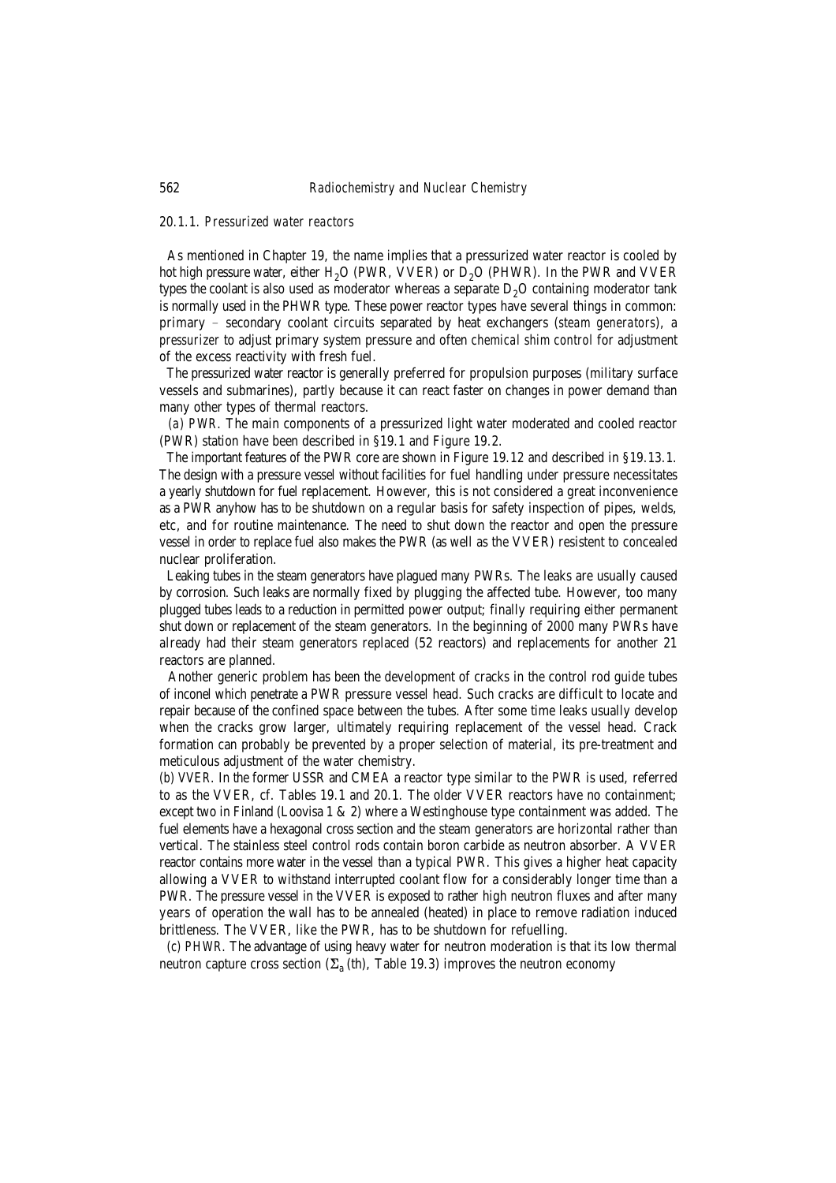### 20.1.1. *Pressurized water reactors*

As mentioned in Chapter 19, the name implies that a pressurized water reactor is cooled by hot high pressure water, either $H_2O$ (PWR, VVER) or $D_2O$ (PHWR). In the PWR and VVER types the coolant is also used as moderator whereas a separate $D_2O$ containing moderator tank is normally used in the PHWR type. These power reactor types have several things in common: primary – secondary coolant circuits separated by heat exchangers (*steam generators*), a *pressurizer* to adjust primary system pressure and often *chemical shim control* for adjustment of the excess reactivity with fresh fuel.

The pressurized water reactor is generally preferred for propulsion purposes (military surface vessels and submarines), partly because it can react faster on changes in power demand than many other types of thermal reactors.

*(a) PWR.* The main components of a pressurized light water moderated and cooled reactor (PWR) station have been described in §19.1 and Figure 19.2.

The important features of the PWR core are shown in Figure 19.12 and described in §19.13.1. The design with a pressure vessel without facilities for fuel handling under pressure necessitates a yearly shutdown for fuel replacement. However, this is not considered a great inconvenience as a PWR anyhow has to be shutdown on a regular basis for safety inspection of pipes, welds, etc, and for routine maintenance. The need to shut down the reactor and open the pressure vessel in order to replace fuel also makes the PWR (as well as the VVER) resistent to concealed nuclear proliferation.

Leaking tubes in the steam generators have plagued many PWRs. The leaks are usually caused by corrosion. Such leaks are normally fixed by plugging the affected tube. However, too many plugged tubes leads to a reduction in permitted power output; finally requiring either permanent shut down or replacement of the steam generators. In the beginning of 2000 many PWRs have already had their steam generators replaced (52 reactors) and replacements for another 21 reactors are planned.

Another generic problem has been the development of cracks in the control rod guide tubes of inconel which penetrate a PWR pressure vessel head. Such cracks are difficult to locate and repair because of the confined space between the tubes. After some time leaks usually develop when the cracks grow larger, ultimately requiring replacement of the vessel head. Crack formation can probably be prevented by a proper selection of material, its pre-treatment and meticulous adjustment of the water chemistry.

*(b) VVER.* In the former USSR and CMEA a reactor type similar to the PWR is used, referred to as the VVER, cf. Tables 19.1 and 20.1. The older VVER reactors have no containment; except two in Finland (Loovisa 1 & 2) where a Westinghouse type containment was added. The fuel elements have a hexagonal cross section and the steam generators are horizontal rather than vertical. The stainless steel control rods contain boron carbide as neutron absorber. A VVER reactor contains more water in the vessel than a typical PWR. This gives a higher heat capacity allowing a VVER to withstand interrupted coolant flow for a considerably longer time than a PWR. The pressure vessel in the VVER is exposed to rather high neutron fluxes and after many years of operation the wall has to be annealed (heated) in place to remove radiation induced brittleness. The VVER, like the PWR, has to be shutdown for refuelling.

*(c) PHWR.* The advantage of using heavy water for neutron moderation is that its low thermal neutron capture cross section ($\Sigma_a$ (th), Table 19.3) improves the neutron economy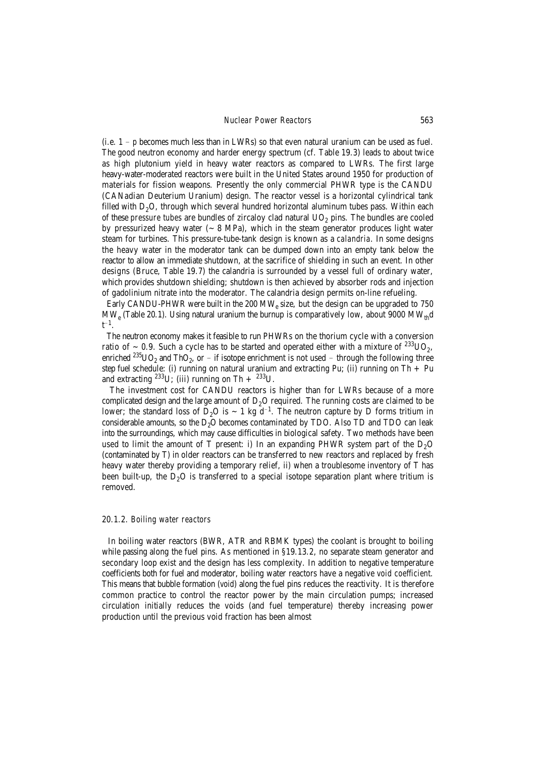(i.e. $1 - p$ becomes much less than in LWRs) so that even natural uranium can be used as fuel. The good neutron economy and harder energy spectrum (cf. Table 19.3) leads to about twice as high plutonium yield in heavy water reactors as compared to LWRs. The first large heavy-water-moderated reactors were built in the United States around 1950 for production of materials for fission weapons. Presently the only commercial PHWR type is the CANDU (CANadian Deuterium Uranium) design. The reactor vessel is a horizontal cylindrical tank filled with $D_2O$, through which several hundred horizontal aluminum tubes pass. Within each of these *pressure tubes* are bundles of zircaloy clad natural $UO_2$ pins. The bundles are cooled by pressurized heavy water (~ 8 MPa), which in the steam generator produces light water steam for turbines. This pressure-tube-tank design is known as a *calandria*. In some designs the heavy water in the moderator tank can be dumped down into an empty tank below the reactor to allow an immediate shutdown, at the sacrifice of shielding in such an event. In other designs (Bruce, Table 19.7) the calandria is surrounded by a vessel full of ordinary water, which provides shutdown shielding; shutdown is then achieved by absorber rods and injection of gadolinium nitrate into the moderator. The calandria design permits on-line refueling.

Early CANDU-PHWR were built in the 200 $MW_e$ size, but the design can be upgraded to 750 $MW_e$ (Table 20.1). Using natural uranium the burnup is comparatively low, about 9000 $MW_{th}d\ t^{-1}$.

The neutron economy makes it feasible to run PHWRs on the thorium cycle with a conversion ratio of ~ 0.9. Such a cycle has to be started and operated either with a mixture of $^{233}UO_2$, enriched $^{235}UO_2$ and $ThO_2$, or – if isotope enrichment is not used – through the following three step fuel schedule: (i) running on natural uranium and extracting Pu; (ii) running on Th + Pu and extracting $^{233}U$; (iii) running on Th + $^{233}U$.

The investment cost for CANDU reactors is higher than for LWRs because of a more complicated design and the large amount of $D_2O$ required. The running costs are claimed to be lower; the standard loss of $D_2O$ is ~ 1 kg $d^{-1}$. The neutron capture by D forms tritium in considerable amounts, so the $D_2O$ becomes contaminated by TDO. Also TD and TDO can leak into the surroundings, which may cause difficulties in biological safety. Two methods have been used to limit the amount of T present: i) In an expanding PHWR system part of the $D_2O$ (contaminated by T) in older reactors can be transferred to new reactors and replaced by fresh heavy water thereby providing a temporary relief, ii) when a troublesome inventory of T has been built-up, the $D_2O$ is transferred to a special isotope separation plant where tritium is removed.

### 20.1.2. *Boiling water reactors*

In boiling water reactors (BWR, ATR and RBMK types) the coolant is brought to boiling while passing along the fuel pins. As mentioned in §19.13.2, no separate steam generator and secondary loop exist and the design has less complexity. In addition to negative temperature coefficients both for fuel and moderator, boiling water reactors have a negative *void coefficient*. This means that bubble formation (*void*) along the fuel pins reduces the reactivity. It is therefore common practice to control the reactor power by the main circulation pumps; increased circulation initially reduces the voids (and fuel temperature) thereby increasing power production until the previous void fraction has been almost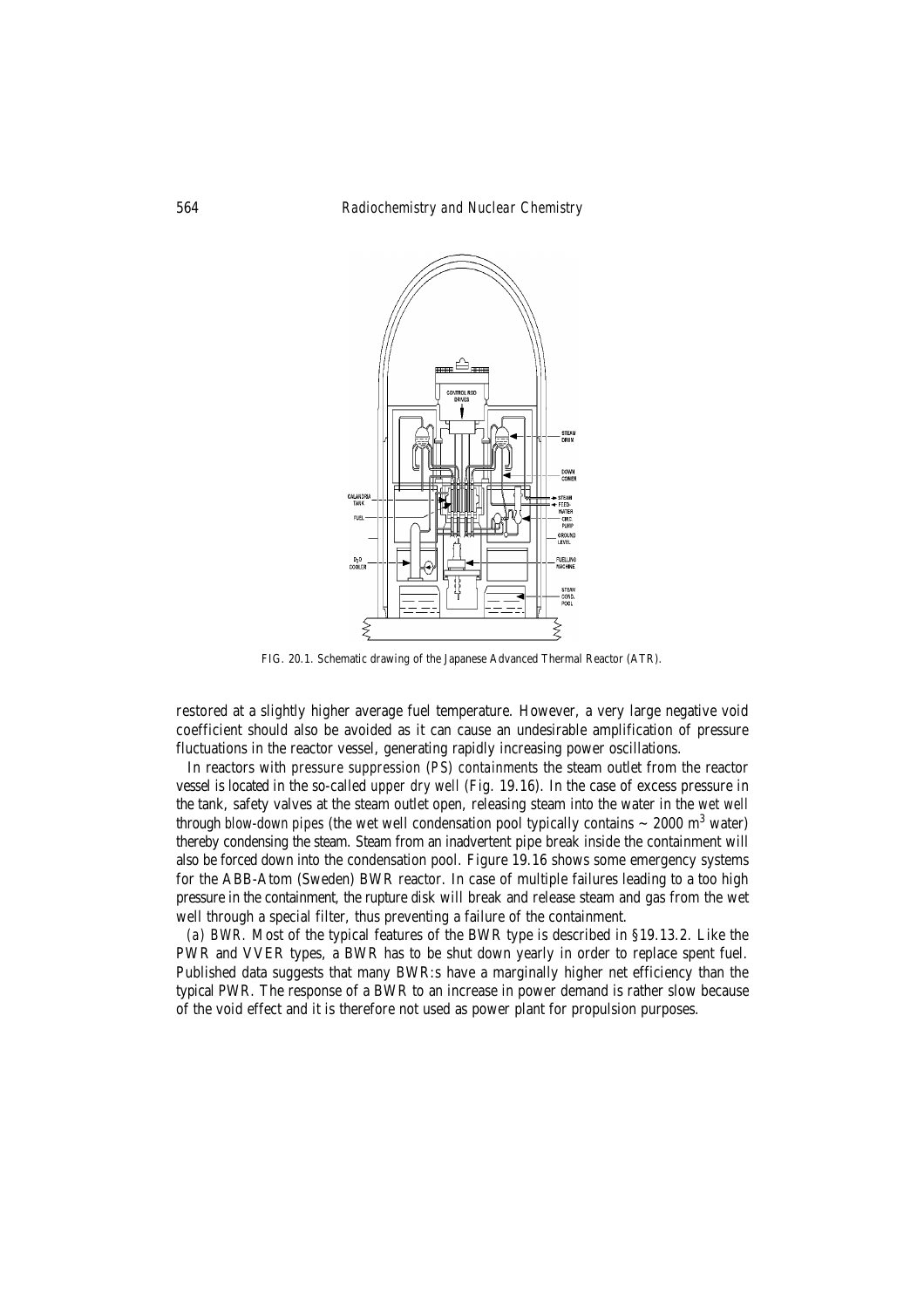FIG. 20.1. Schematic drawing of the Japanese Advanced Thermal Reactor (ATR).

restored at a slightly higher average fuel temperature. However, a very large negative void coefficient should also be avoided as it can cause an undesirable amplification of pressure fluctuations in the reactor vessel, generating rapidly increasing power oscillations.

In reactors with *pressure suppression (PS) containments* the steam outlet from the reactor vessel is located in the so-called *upper dry well* (Fig. 19.16). In the case of excess pressure in the tank, safety valves at the steam outlet open, releasing steam into the water in the *wet well* through *blow-down pipes* (the wet well condensation pool typically contains ~ 2000 $m^3$ water) thereby condensing the steam. Steam from an inadvertent pipe break inside the containment will also be forced down into the condensation pool. Figure 19.16 shows some emergency systems for the ABB-Atom (Sweden) BWR reactor. In case of multiple failures leading to a too high pressure in the containment, the rupture disk will break and release steam and gas from the wet well through a special filter, thus preventing a failure of the containment.

*(a) BWR.* Most of the typical features of the BWR type is described in §19.13.2. Like the PWR and VVER types, a BWR has to be shut down yearly in order to replace spent fuel. Published data suggests that many BWR:s have a marginally higher net efficiency than the typical PWR. The response of a BWR to an increase in power demand is rather slow because of the void effect and it is therefore not used as power plant for propulsion purposes.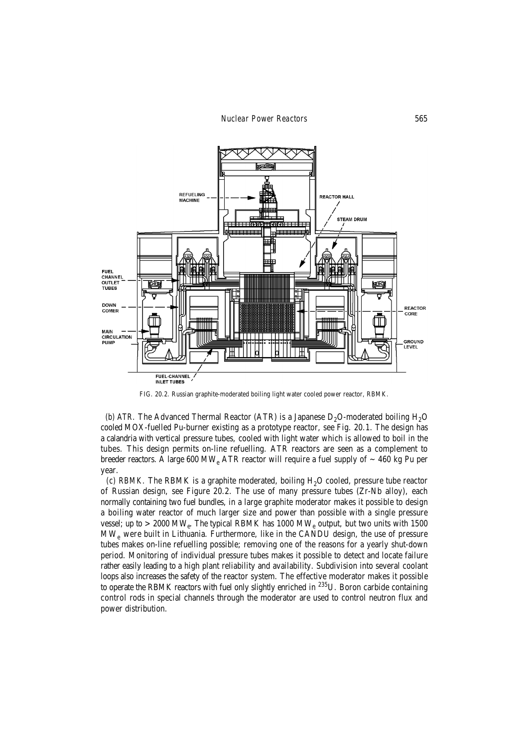FIG. 20.2. Russian graphite-moderated boiling light water cooled power reactor, RBMK.

*(b) ATR.* The Advanced Thermal Reactor (ATR) is a Japanese $D_2O$-moderated boiling $H_2O$ cooled MOX-fuelled Pu-burner existing as a prototype reactor, see Fig. 20.1. The design has a calandria with vertical pressure tubes, cooled with light water which is allowed to boil in the tubes. This design permits on-line refuelling. ATR reactors are seen as a complement to breeder reactors. A large 600 $MW_e$ ATR reactor will require a fuel supply of ~ 460 kg Pu per year.

*(c) RBMK.* The RBMK is a graphite moderated, boiling $H_2O$ cooled, pressure tube reactor of Russian design, see Figure 20.2. The use of many pressure tubes (Zr-Nb alloy), each normally containing two fuel bundles, in a large graphite moderator makes it possible to design a boiling water reactor of much larger size and power than possible with a single pressure vessel; up to > 2000 $MW_e$. The typical RBMK has 1000 $MW_e$ output, but two units with 1500 $MW_e$ were built in Lithuania. Furthermore, like in the CANDU design, the use of pressure tubes makes on-line refuelling possible; removing one of the reasons for a yearly shut-down period. Monitoring of individual pressure tubes makes it possible to detect and locate failure rather easily leading to a high plant reliability and availability. Subdivision into several coolant loops also increases the safety of the reactor system. The effective moderator makes it possible to operate the RBMK reactors with fuel only slightly enriched in $^{235}U$. Boron carbide containing control rods in special channels through the moderator are used to control neutron flux and power distribution.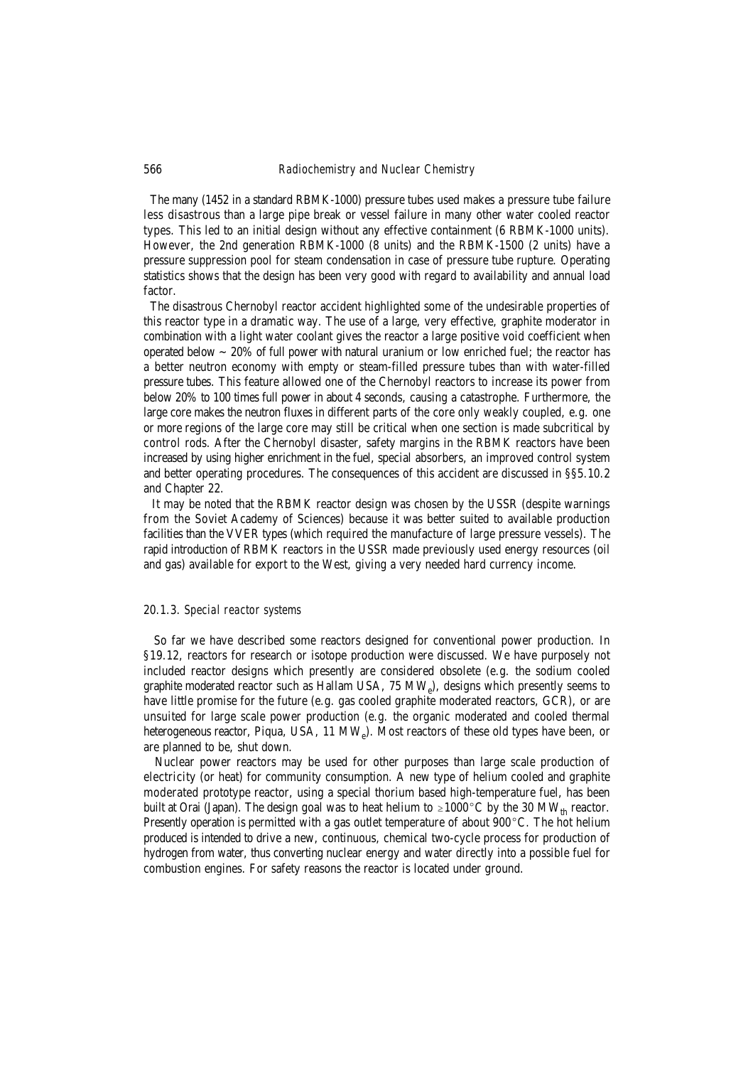The many (1452 in a standard RBMK-1000) pressure tubes used makes a pressure tube failure less disastrous than a large pipe break or vessel failure in many other water cooled reactor types. This led to an initial design without any effective containment (6 RBMK-1000 units). However, the 2nd generation RBMK-1000 (8 units) and the RBMK-1500 (2 units) have a pressure suppression pool for steam condensation in case of pressure tube rupture. Operating statistics shows that the design has been very good with regard to availability and annual load factor.

The disastrous Chernobyl reactor accident highlighted some of the undesirable properties of this reactor type in a dramatic way. The use of a large, very effective, graphite moderator in combination with a light water coolant gives the reactor a large positive void coefficient when operated below ~ 20% of full power with natural uranium or low enriched fuel; the reactor has a better neutron economy with empty or steam-filled pressure tubes than with water-filled pressure tubes. This feature allowed one of the Chernobyl reactors to increase its power from below 20% to 100 times full power in about 4 seconds, causing a catastrophe. Furthermore, the large core makes the neutron fluxes in different parts of the core only weakly coupled, e.g. one or more regions of the large core may still be critical when one section is made subcritical by control rods. After the Chernobyl disaster, safety margins in the RBMK reactors have been increased by using higher enrichment in the fuel, special absorbers, an improved control system and better operating procedures. The consequences of this accident are discussed in §§5.10.2 and Chapter 22.

It may be noted that the RBMK reactor design was chosen by the USSR (despite warnings from the Soviet Academy of Sciences) because it was better suited to available production facilities than the VVER types (which required the manufacture of large pressure vessels). The rapid introduction of RBMK reactors in the USSR made previously used energy resources (oil and gas) available for export to the West, giving a very needed hard currency income.

### 20.1.3. *Special reactor systems*

So far we have described some reactors designed for conventional power production. In §19.12, reactors for research or isotope production were discussed. We have purposely not included reactor designs which presently are considered obsolete (e.g. the sodium cooled graphite moderated reactor such as Hallam USA, 75 $MW_e$), designs which presently seems to have little promise for the future (e.g. gas cooled graphite moderated reactors, GCR), or are unsuited for large scale power production (e.g. the organic moderated and cooled thermal heterogeneous reactor, Piqua, USA, 11 $MW_e$). Most reactors of these old types have been, or are planned to be, shut down.

Nuclear power reactors may be used for other purposes than large scale production of electricity (or heat) for community consumption. A new type of helium cooled and graphite moderated prototype reactor, using a special thorium based high-temperature fuel, has been built at Orai (Japan). The design goal was to heat helium to $\geq 1000\,^{\circ}C$ by the 30 $MW_{th}$ reactor. Presently operation is permitted with a gas outlet temperature of about 900$^{\circ}C$. The hot helium produced is intended to drive a new, continuous, chemical two-cycle process for production of hydrogen from water, thus converting nuclear energy and water directly into a possible fuel for combustion engines. For safety reasons the reactor is located under ground.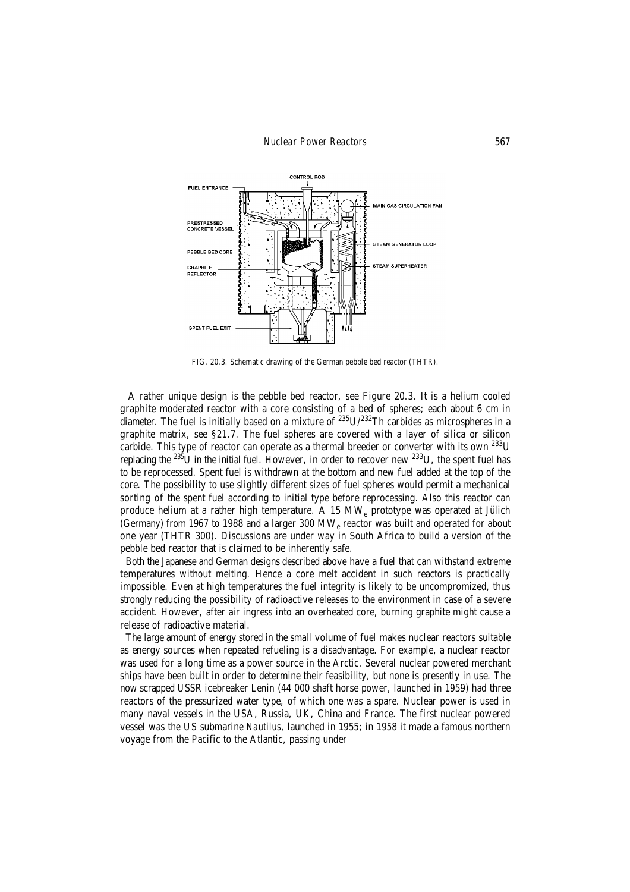FIG. 20.3. Schematic drawing of the German pebble bed reactor (THTR).

A rather unique design is the pebble bed reactor, see Figure 20.3. It is a helium cooled graphite moderated reactor with a core consisting of a bed of spheres; each about 6 cm in diameter. The fuel is initially based on a mixture of $^{235}U/^{232}Th$ carbides as microspheres in a graphite matrix, see §21.7. The fuel spheres are covered with a layer of silica or silicon carbide. This type of reactor can operate as a thermal breeder or converter with its own $^{233}U$ replacing the $^{235}U$ in the initial fuel. However, in order to recover new $^{233}U$, the spent fuel has to be reprocessed. Spent fuel is withdrawn at the bottom and new fuel added at the top of the core. The possibility to use slightly different sizes of fuel spheres would permit a mechanical sorting of the spent fuel according to initial type before reprocessing. Also this reactor can produce helium at a rather high temperature. A 15 $MW_e$ prototype was operated at Jülich (Germany) from 1967 to 1988 and a larger 300 $MW_e$ reactor was built and operated for about one year (THTR 300). Discussions are under way in South Africa to build a version of the pebble bed reactor that is claimed to be inherently safe.

Both the Japanese and German designs described above have a fuel that can withstand extreme temperatures without melting. Hence a core melt accident in such reactors is practically impossible. Even at high temperatures the fuel integrity is likely to be uncompromized, thus strongly reducing the possibility of radioactive releases to the environment in case of a severe accident. However, after air ingress into an overheated core, burning graphite might cause a release of radioactive material.

The large amount of energy stored in the small volume of fuel makes nuclear reactors suitable as energy sources when repeated refueling is a disadvantage. For example, a nuclear reactor was used for a long time as a power source in the Arctic. Several nuclear powered merchant ships have been built in order to determine their feasibility, but none is presently in use. The now scrapped USSR icebreaker *Lenin* (44 000 shaft horse power, launched in 1959) had three reactors of the pressurized water type, of which one was a spare. Nuclear power is used in many naval vessels in the USA, Russia, UK, China and France. The first nuclear powered vessel was the US submarine *Nautilus*, launched in 1955; in 1958 it made a famous northern voyage from the Pacific to the Atlantic, passing under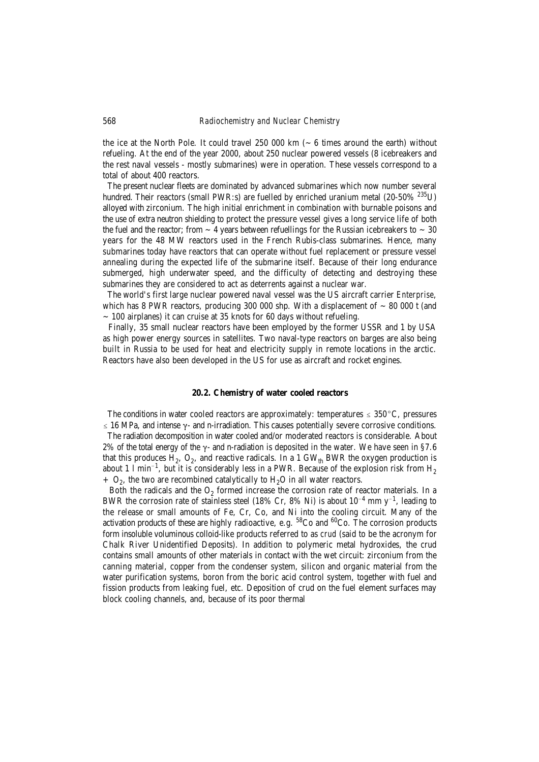the ice at the North Pole. It could travel 250 000 km (~ 6 times around the earth) without refueling. At the end of the year 2000, about 250 nuclear powered vessels (8 icebreakers and the rest naval vessels - mostly submarines) were in operation. These vessels correspond to a total of about 400 reactors.

The present nuclear fleets are dominated by advanced submarines which now number several hundred. Their reactors (small PWR:s) are fuelled by enriched uranium metal (20-50% $^{235}U$) alloyed with zirconium. The high initial enrichment in combination with burnable poisons and the use of extra neutron shielding to protect the pressure vessel gives a long service life of both the fuel and the reactor; from ~ 4 years between refuellings for the Russian icebreakers to ~ 30 years for the 48 MW reactors used in the French Rubis-class submarines. Hence, many submarines today have reactors that can operate without fuel replacement or pressure vessel annealing during the expected life of the submarine itself. Because of their long endurance submerged, high underwater speed, and the difficulty of detecting and destroying these submarines they are considered to act as deterrents against a nuclear war.

The world's first large nuclear powered naval vessel was the US aircraft carrier *Enterprise*, which has 8 PWR reactors, producing 300 000 shp. With a displacement of ~ 80 000 t (and ~ 100 airplanes) it can cruise at 35 knots for 60 days without refueling.

Finally, 35 small nuclear reactors have been employed by the former USSR and 1 by USA as high power energy sources in satellites. Two naval-type reactors on barges are also being built in Russia to be used for heat and electricity supply in remote locations in the arctic. Reactors have also been developed in the US for use as aircraft and rocket engines.

## 20.2. Chemistry of water cooled reactors

The conditions in water cooled reactors are approximately: temperatures $\leq 350°C$, pressures $\leq 16$ MPa, and intense $\gamma$- and n-irradiation. This causes potentially severe corrosive conditions.

The radiation decomposition in water cooled and/or moderated reactors is considerable. About 2% of the total energy of the $\gamma$- and n-radiation is deposited in the water. We have seen in §7.6 that this produces $H_2$, $O_2$, and reactive radicals. In a 1 $GW_{th}$ BWR the oxygen production is about 1 l $min^{-1}$, but it is considerably less in a PWR. Because of the explosion risk from $H_2$ + $O_2$, the two are recombined catalytically to $H_2O$ in all water reactors.

Both the radicals and the $O_2$ formed increase the corrosion rate of reactor materials. In a BWR the corrosion rate of stainless steel (18% Cr, 8% Ni) is about $10^{-4}$ mm $y^{-1}$, leading to the release or small amounts of Fe, Cr, Co, and Ni into the cooling circuit. Many of the activation products of these are highly radioactive, e.g. $^{58}Co$ and $^{60}Co$. The corrosion products form insoluble voluminous colloid-like products referred to as *crud* (said to be the acronym for Chalk River Unidentified Deposits). In addition to polymeric metal hydroxides, the crud contains small amounts of other materials in contact with the wet circuit: zirconium from the canning material, copper from the condenser system, silicon and organic material from the water purification systems, boron from the boric acid control system, together with fuel and fission products from leaking fuel, etc. Deposition of crud on the fuel element surfaces may block cooling channels, and, because of its poor thermal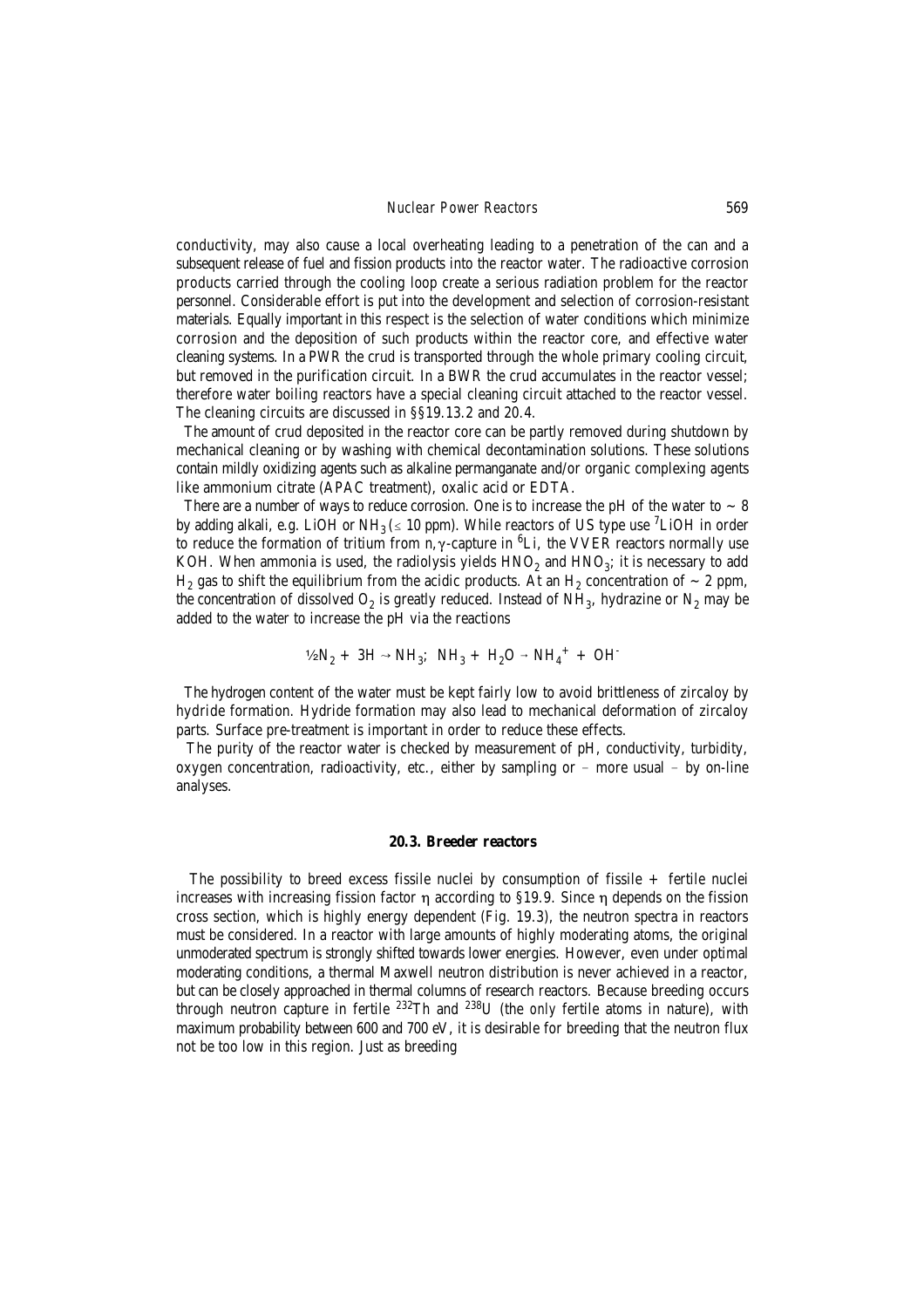conductivity, may also cause a local overheating leading to a penetration of the can and a subsequent release of fuel and fission products into the reactor water. The radioactive corrosion products carried through the cooling loop create a serious radiation problem for the reactor personnel. Considerable effort is put into the development and selection of corrosion-resistant materials. Equally important in this respect is the selection of water conditions which minimize corrosion and the deposition of such products within the reactor core, and effective water cleaning systems. In a PWR the crud is transported through the whole primary cooling circuit, but removed in the purification circuit. In a BWR the crud accumulates in the reactor vessel; therefore water boiling reactors have a special cleaning circuit attached to the reactor vessel. The cleaning circuits are discussed in §§19.13.2 and 20.4.

The amount of crud deposited in the reactor core can be partly removed during shutdown by mechanical cleaning or by washing with chemical decontamination solutions. These solutions contain mildly oxidizing agents such as alkaline permanganate and/or organic complexing agents like ammonium citrate (APAC treatment), oxalic acid or EDTA.

There are a number of ways to reduce corrosion. One is to increase the pH of the water to ~ 8 by adding alkali, e.g. LiOH or $NH_3$ ($\leq$ 10 ppm). While reactors of US type use $^7$LiOH in order to reduce the formation of tritium from n,$\gamma$-capture in $^6$Li, the VVER reactors normally use KOH. When ammonia is used, the radiolysis yields $HNO_2$ and $HNO_3$; it is necessary to add $H_2$ gas to shift the equilibrium from the acidic products. At an $H_2$ concentration of ~ 2 ppm, the concentration of dissolved $O_2$ is greatly reduced. Instead of $NH_3$, hydrazine or $N_2$ may be added to the water to increase the pH via the reactions

$$\tfrac{1}{2}N_2 + 3H \rightarrow NH_3; \;\; NH_3 + H_2O \rightarrow NH_4^+ + OH^-$$

The hydrogen content of the water must be kept fairly low to avoid brittleness of zircaloy by hydride formation. Hydride formation may also lead to mechanical deformation of zircaloy parts. Surface pre-treatment is important in order to reduce these effects.

The purity of the reactor water is checked by measurement of pH, conductivity, turbidity, oxygen concentration, radioactivity, etc., either by sampling or – more usual – by on-line analyses.

### 20.3. Breeder reactors

The possibility to breed excess fissile nuclei by consumption of fissile + fertile nuclei increases with increasing fission factor $\eta$ according to §19.9. Since $\eta$ depends on the fission cross section, which is highly energy dependent (Fig. 19.3), the neutron spectra in reactors must be considered. In a reactor with large amounts of highly moderating atoms, the original unmoderated spectrum is strongly shifted towards lower energies. However, even under optimal moderating conditions, a thermal Maxwell neutron distribution is never achieved in a reactor, but can be closely approached in thermal columns of research reactors. Because breeding occurs through neutron capture in fertile $^{232}$Th and $^{238}$U (the *only* fertile atoms in nature), with maximum probability between 600 and 700 eV, it is desirable for breeding that the neutron flux not be too low in this region. Just as breeding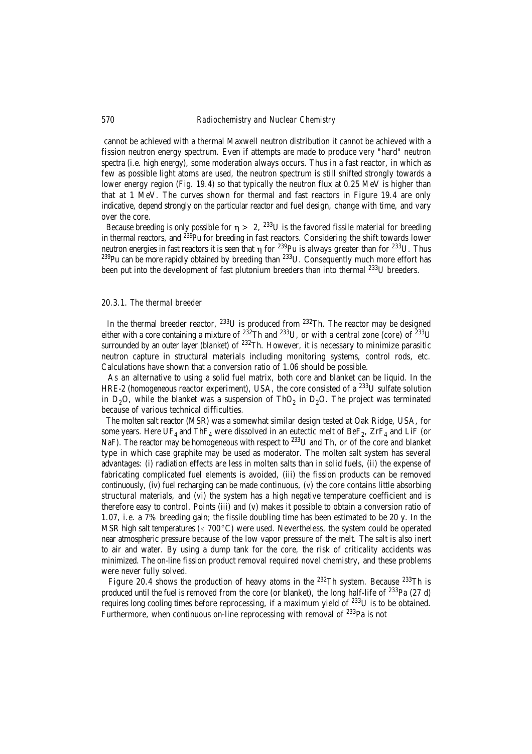cannot be achieved with a thermal Maxwell neutron distribution it cannot be achieved with a fission neutron energy spectrum. Even if attempts are made to produce very "hard" neutron spectra (i.e. high energy), some moderation always occurs. Thus in a fast reactor, in which as few as possible light atoms are used, the neutron spectrum is still shifted strongly towards a lower energy region (Fig. 19.4) so that typically the neutron flux at 0.25 MeV is higher than that at 1 MeV. The curves shown for thermal and fast reactors in Figure 19.4 are only indicative, depend strongly on the particular reactor and fuel design, change with time, and vary over the core.

Because breeding is only possible for $\eta > 2$, $^{233}U$ is the favored fissile material for breeding in thermal reactors, and $^{239}Pu$ for breeding in fast reactors. Considering the shift towards lower neutron energies in fast reactors it is seen that $\eta$ for $^{239}Pu$ is always greater than for $^{233}U$. Thus $^{239}Pu$ can be more rapidly obtained by breeding than $^{233}U$. Consequently much more effort has been put into the development of fast plutonium breeders than into thermal $^{233}U$ breeders.

### 20.3.1. *The thermal breeder*

In the thermal breeder reactor, $^{233}U$ is produced from $^{232}Th$. The reactor may be designed either with a core containing a mixture of $^{232}Th$ and $^{233}U$, or with a central zone (*core*) of $^{233}U$ surrounded by an outer layer (*blanket*) of $^{232}Th$. However, it is necessary to minimize parasitic neutron capture in structural materials including monitoring systems, control rods, etc. Calculations have shown that a conversion ratio of 1.06 should be possible.

As an alternative to using a solid fuel matrix, both core and blanket can be liquid. In the HRE-2 (homogeneous reactor experiment), USA, the core consisted of a $^{233}U$ sulfate solution in $D_2O$, while the blanket was a suspension of $ThO_2$ in $D_2O$. The project was terminated because of various technical difficulties.

The molten salt reactor (MSR) was a somewhat similar design tested at Oak Ridge, USA, for some years. Here $UF_4$ and $ThF_4$ were dissolved in an eutectic melt of $BeF_2$, $ZrF_4$ and LiF (or NaF). The reactor may be homogeneous with respect to $^{233}U$ and Th, or of the core and blanket type in which case graphite may be used as moderator. The molten salt system has several advantages: (i) radiation effects are less in molten salts than in solid fuels, (ii) the expense of fabricating complicated fuel elements is avoided, (iii) the fission products can be removed continuously, (iv) fuel recharging can be made continuous, (v) the core contains little absorbing structural materials, and (vi) the system has a high negative temperature coefficient and is therefore easy to control. Points (iii) and (v) makes it possible to obtain a conversion ratio of 1.07, i.e. a 7% breeding gain; the fissile doubling time has been estimated to be 20 y. In the MSR high salt temperatures ($\leq 700^{\circ}C$) were used. Nevertheless, the system could be operated near atmospheric pressure because of the low vapor pressure of the melt. The salt is also inert to air and water. By using a dump tank for the core, the risk of criticality accidents was minimized. The on-line fission product removal required novel chemistry, and these problems were never fully solved.

Figure 20.4 shows the production of heavy atoms in the $^{232}Th$ system. Because $^{233}Th$ is produced until the fuel is removed from the core (or blanket), the long half-life of $^{233}Pa$ (27 d) requires long cooling times before reprocessing, if a maximum yield of $^{233}U$ is to be obtained. Furthermore, when continuous on-line reprocessing with removal of $^{233}Pa$ is not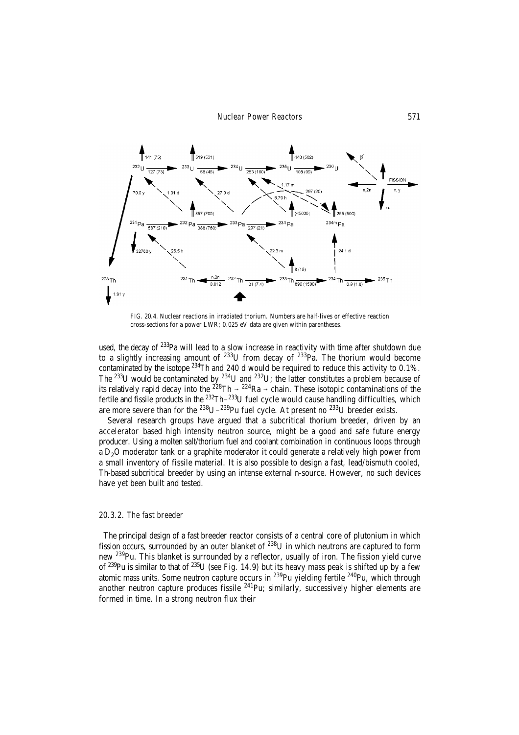FIG. 20.4. Nuclear reactions in irradiated thorium. Numbers are half-lives or effective reaction cross-sections for a power LWR; 0.025 eV data are given within parentheses.

used, the decay of $^{233}Pa$ will lead to a slow increase in reactivity with time after shutdown due to a slightly increasing amount of $^{233}U$ from decay of $^{233}Pa$. The thorium would become contaminated by the isotope $^{234}Th$ and 240 d would be required to reduce this activity to 0.1%. The $^{233}U$ would be contaminated by $^{234}U$ and $^{232}U$; the latter constitutes a problem because of its relatively rapid decay into the $^{228}Th \rightarrow {}^{224}Ra \rightarrow$ chain. These isotopic contaminations of the fertile and fissile products in the $^{232}Th$–$^{233}U$ fuel cycle would cause handling difficulties, which are more severe than for the $^{238}U$ – $^{239}Pu$ fuel cycle. At present no $^{233}U$ breeder exists.

Several research groups have argued that a subcritical thorium breeder, driven by an accelerator based high intensity neutron source, might be a good and safe future energy producer. Using a molten salt/thorium fuel and coolant combination in continuous loops through a $D_2O$ moderator tank or a graphite moderator it could generate a relatively high power from a small inventory of fissile material. It is also possible to design a fast, lead/bismuth cooled, Th-based subcritical breeder by using an intense external n-source. However, no such devices have yet been built and tested.

### 20.3.2. *The fast breeder*

The principal design of a fast breeder reactor consists of a central core of plutonium in which fission occurs, surrounded by an outer blanket of $^{238}U$ in which neutrons are captured to form new $^{239}Pu$. This blanket is surrounded by a reflector, usually of iron. The fission yield curve of $^{239}Pu$ is similar to that of $^{235}U$ (see Fig. 14.9) but its heavy mass peak is shifted up by a few atomic mass units. Some neutron capture occurs in $^{239}Pu$ yielding fertile $^{240}Pu$, which through another neutron capture produces fissile $^{241}Pu$; similarly, successively higher elements are formed in time. In a strong neutron flux their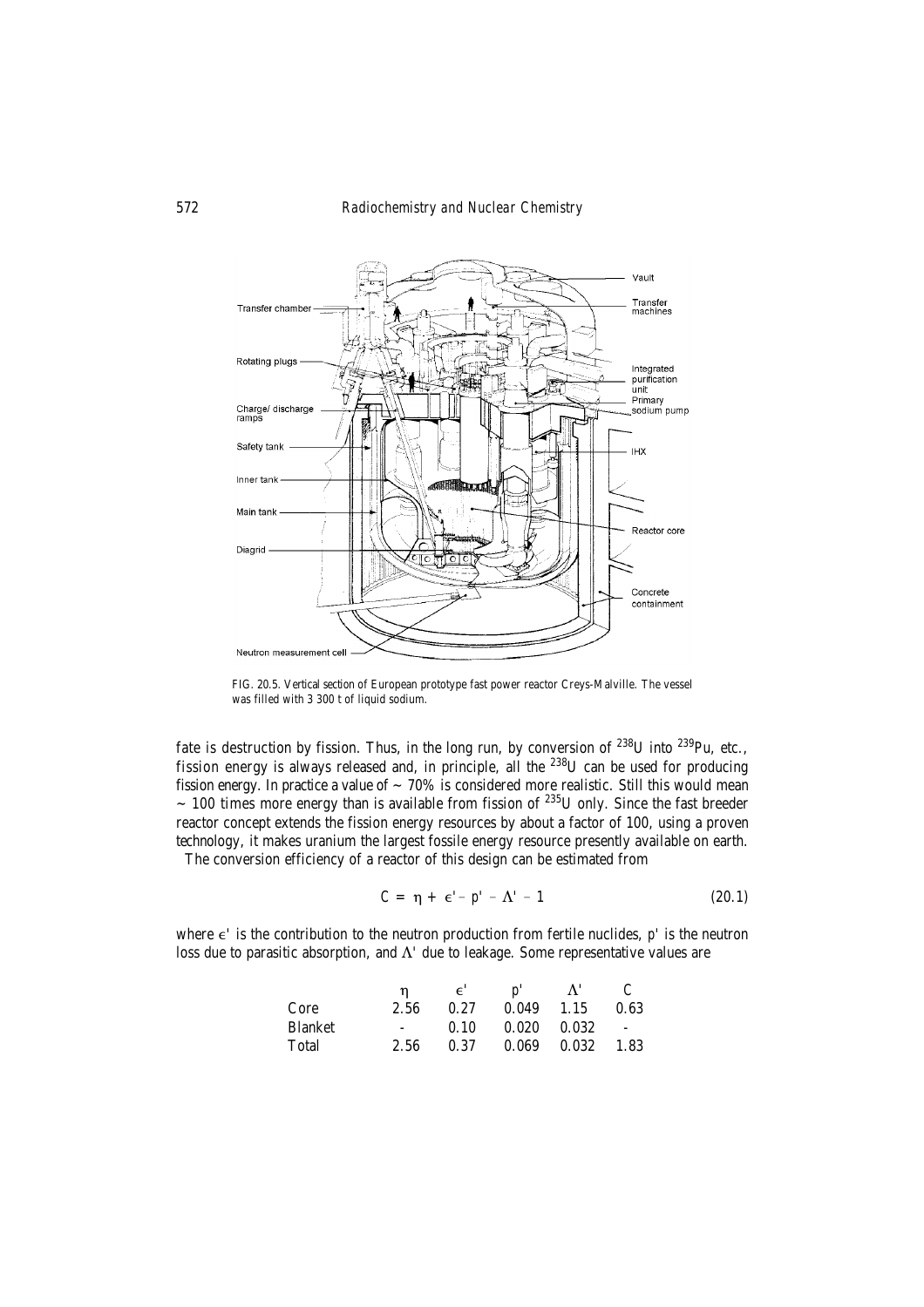FIG. 20.5. Vertical section of European prototype fast power reactor Creys-Malville. The vessel was filled with 3 300 t of liquid sodium.

fate is destruction by fission. Thus, in the long run, by conversion of $^{238}U$ into $^{239}Pu$, etc., fission energy is always released and, in principle, all the $^{238}U$ can be used for producing fission energy. In practice a value of ~ 70% is considered more realistic. Still this would mean ~ 100 times more energy than is available from fission of $^{235}U$ only. Since the fast breeder reactor concept extends the fission energy resources by about a factor of 100, using a proven technology, it makes uranium the largest fossile energy resource presently available on earth.

The conversion efficiency of a reactor of this design can be estimated from

$$C = \eta + \epsilon' - p' - \Lambda' - 1 \qquad (20.1)$$

where $\epsilon'$ is the contribution to the neutron production from fertile nuclides, $p'$ is the neutron loss due to parasitic absorption, and $\Lambda'$ due to leakage. Some representative values are

| | $\eta$ | $\epsilon'$ | $p'$ | $\Lambda'$ | C |
|---|---|---|---|---|---|
| Core | 2.56 | 0.27 | 0.049 | 1.15 | 0.63 |
| Blanket | - | 0.10 | 0.020 | 0.032 | - |
| Total | 2.56 | 0.37 | 0.069 | 0.032 | 1.83 |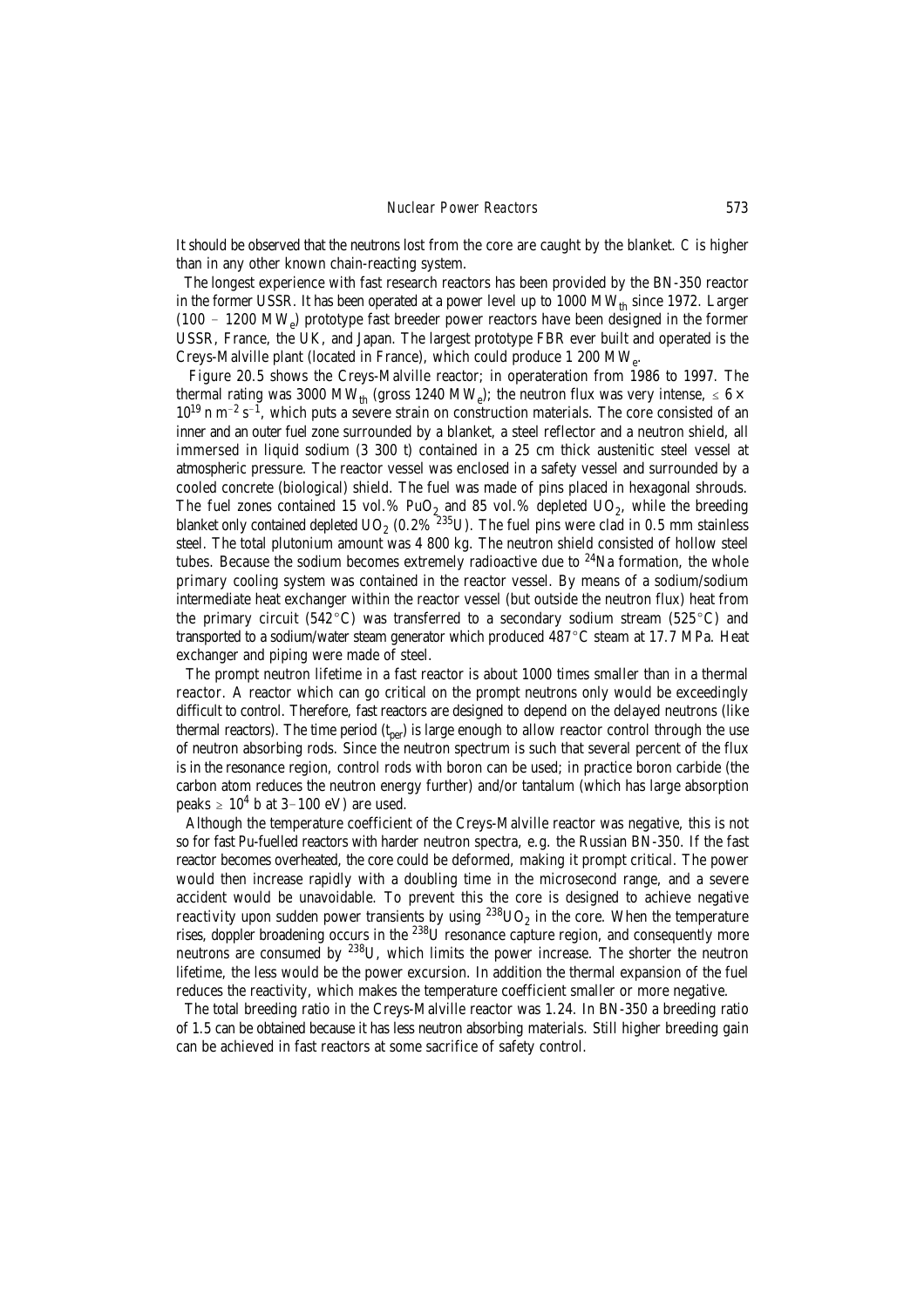It should be observed that the neutrons lost from the core are caught by the blanket. C is higher than in any other known chain-reacting system.

The longest experience with fast research reactors has been provided by the BN-350 reactor in the former USSR. It has been operated at a power level up to 1000 $MW_{th}$ since 1972. Larger (100 – 1200 $MW_e$) prototype fast breeder power reactors have been designed in the former USSR, France, the UK, and Japan. The largest prototype FBR ever built and operated is the Creys-Malville plant (located in France), which could produce 1 200 $MW_e$.

Figure 20.5 shows the Creys-Malville reactor; in operateration from 1986 to 1997. The thermal rating was 3000 $MW_{th}$ (gross 1240 $MW_e$); the neutron flux was very intense, $\leq 6 \times 10^{19}$ n $m^{-2}$ $s^{-1}$, which puts a severe strain on construction materials. The core consisted of an inner and an outer fuel zone surrounded by a blanket, a steel reflector and a neutron shield, all immersed in liquid sodium (3 300 t) contained in a 25 cm thick austenitic steel vessel at atmospheric pressure. The reactor vessel was enclosed in a safety vessel and surrounded by a cooled concrete (biological) shield. The fuel was made of pins placed in hexagonal shrouds. The fuel zones contained 15 vol.% $PuO_2$ and 85 vol.% depleted $UO_2$, while the breeding blanket only contained depleted $UO_2$ (0.2% $^{235}U$). The fuel pins were clad in 0.5 mm stainless steel. The total plutonium amount was 4 800 kg. The neutron shield consisted of hollow steel tubes. Because the sodium becomes extremely radioactive due to $^{24}Na$ formation, the whole primary cooling system was contained in the reactor vessel. By means of a sodium/sodium intermediate heat exchanger within the reactor vessel (but outside the neutron flux) heat from the primary circuit (542°C) was transferred to a secondary sodium stream (525°C) and transported to a sodium/water steam generator which produced 487°C steam at 17.7 MPa. Heat exchanger and piping were made of steel.

The prompt neutron lifetime in a fast reactor is about 1000 times smaller than in a thermal reactor. A reactor which can go critical on the prompt neutrons only would be exceedingly difficult to control. Therefore, fast reactors are designed to depend on the delayed neutrons (like thermal reactors). The time period ($t_{per}$) is large enough to allow reactor control through the use of neutron absorbing rods. Since the neutron spectrum is such that several percent of the flux is in the resonance region, control rods with boron can be used; in practice boron carbide (the carbon atom reduces the neutron energy further) and/or tantalum (which has large absorption peaks $\geq 10^4$ b at 3–100 eV) are used.

Although the temperature coefficient of the Creys-Malville reactor was negative, this is not so for fast Pu-fuelled reactors with harder neutron spectra, e.g. the Russian BN-350. If the fast reactor becomes overheated, the core could be deformed, making it prompt critical. The power would then increase rapidly with a doubling time in the microsecond range, and a severe accident would be unavoidable. To prevent this the core is designed to achieve negative reactivity upon sudden power transients by using $^{238}UO_2$ in the core. When the temperature rises, doppler broadening occurs in the $^{238}U$ resonance capture region, and consequently more neutrons are consumed by $^{238}U$, which limits the power increase. The shorter the neutron lifetime, the less would be the power excursion. In addition the thermal expansion of the fuel reduces the reactivity, which makes the temperature coefficient smaller or more negative.

The total breeding ratio in the Creys-Malville reactor was 1.24. In BN-350 a breeding ratio of 1.5 can be obtained because it has less neutron absorbing materials. Still higher breeding gain can be achieved in fast reactors at some sacrifice of safety control.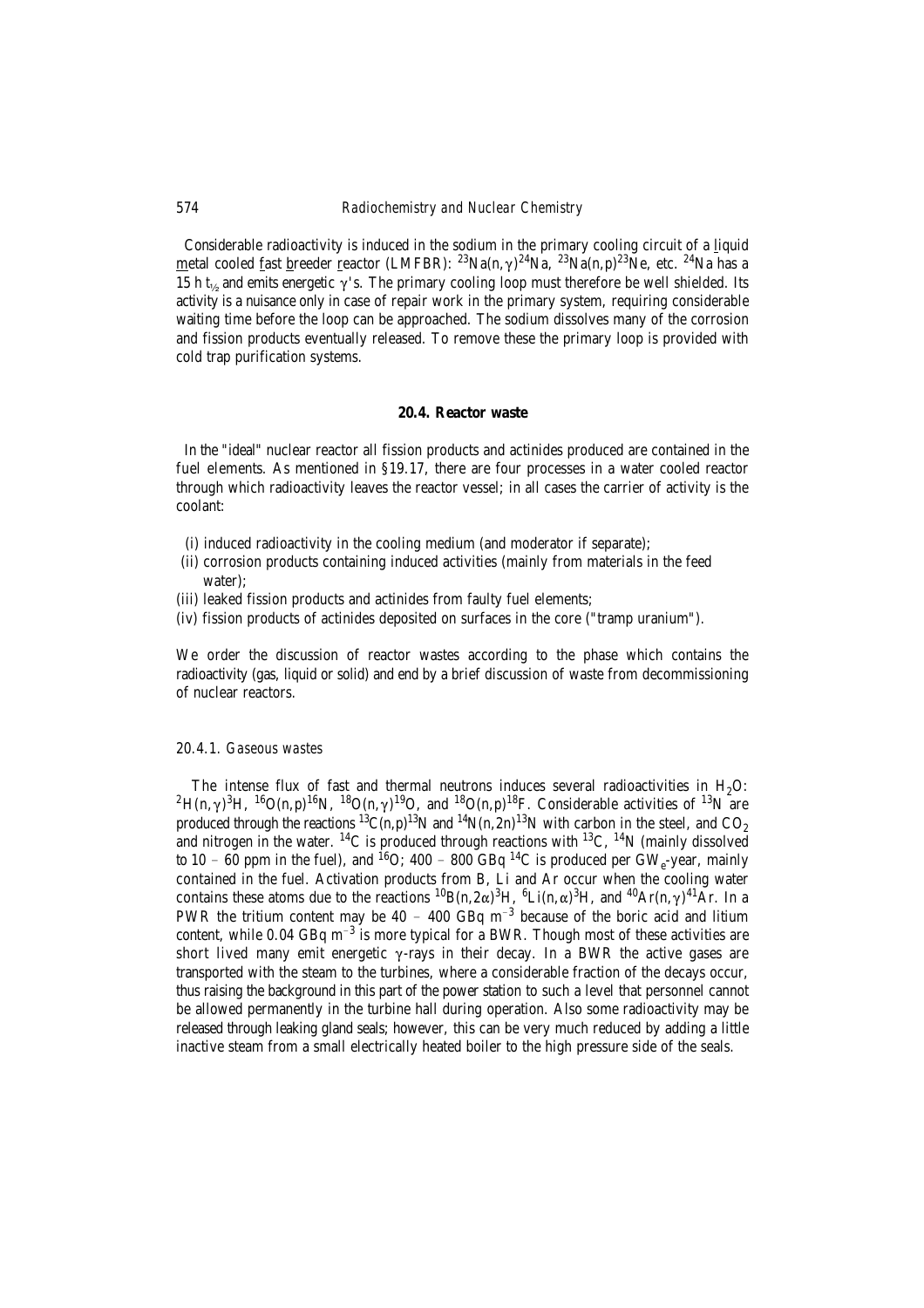Considerable radioactivity is induced in the sodium in the primary cooling circuit of a liquid metal cooled fast breeder reactor (LMFBR): $^{23}Na(n,\gamma)^{24}Na$, $^{23}Na(n,p)^{23}Ne$, etc. $^{24}Na$ has a 15 h $t_{1/2}$ and emits energetic $\gamma$'s. The primary cooling loop must therefore be well shielded. Its activity is a nuisance only in case of repair work in the primary system, requiring considerable waiting time before the loop can be approached. The sodium dissolves many of the corrosion and fission products eventually released. To remove these the primary loop is provided with cold trap purification systems.

## 20.4. Reactor waste

In the "ideal" nuclear reactor all fission products and actinides produced are contained in the fuel elements. As mentioned in §19.17, there are four processes in a water cooled reactor through which radioactivity leaves the reactor vessel; in all cases the carrier of activity is the coolant:

(i) induced radioactivity in the cooling medium (and moderator if separate);
(ii) corrosion products containing induced activities (mainly from materials in the feed water);
(iii) leaked fission products and actinides from faulty fuel elements;
(iv) fission products of actinides deposited on surfaces in the core ("tramp uranium").

We order the discussion of reactor wastes according to the phase which contains the radioactivity (gas, liquid or solid) and end by a brief discussion of waste from decommissioning of nuclear reactors.

### 20.4.1. *Gaseous wastes*

The intense flux of fast and thermal neutrons induces several radioactivities in $H_2O$: $^{2}H(n,\gamma)^{3}H$, $^{16}O(n,p)^{16}N$, $^{18}O(n,\gamma)^{19}O$, and $^{18}O(n,p)^{18}F$. Considerable activities of $^{13}N$ are produced through the reactions $^{13}C(n,p)^{13}N$ and $^{14}N(n,2n)^{13}N$ with carbon in the steel, and $CO_2$ and nitrogen in the water. $^{14}C$ is produced through reactions with $^{13}C$, $^{14}N$ (mainly dissolved to 10 – 60 ppm in the fuel), and $^{16}O$; 400 – 800 GBq $^{14}C$ is produced per $GW_e$-year, mainly contained in the fuel. Activation products from B, Li and Ar occur when the cooling water contains these atoms due to the reactions $^{10}B(n,2\alpha)^{3}H$, $^{6}Li(n,\alpha)^{3}H$, and $^{40}Ar(n,\gamma)^{41}Ar$. In a PWR the tritium content may be 40 – 400 GBq $m^{-3}$ because of the boric acid and litium content, while 0.04 GBq $m^{-3}$ is more typical for a BWR. Though most of these activities are short lived many emit energetic $\gamma$-rays in their decay. In a BWR the active gases are transported with the steam to the turbines, where a considerable fraction of the decays occur, thus raising the background in this part of the power station to such a level that personnel cannot be allowed permanently in the turbine hall during operation. Also some radioactivity may be released through leaking gland seals; however, this can be very much reduced by adding a little inactive steam from a small electrically heated boiler to the high pressure side of the seals.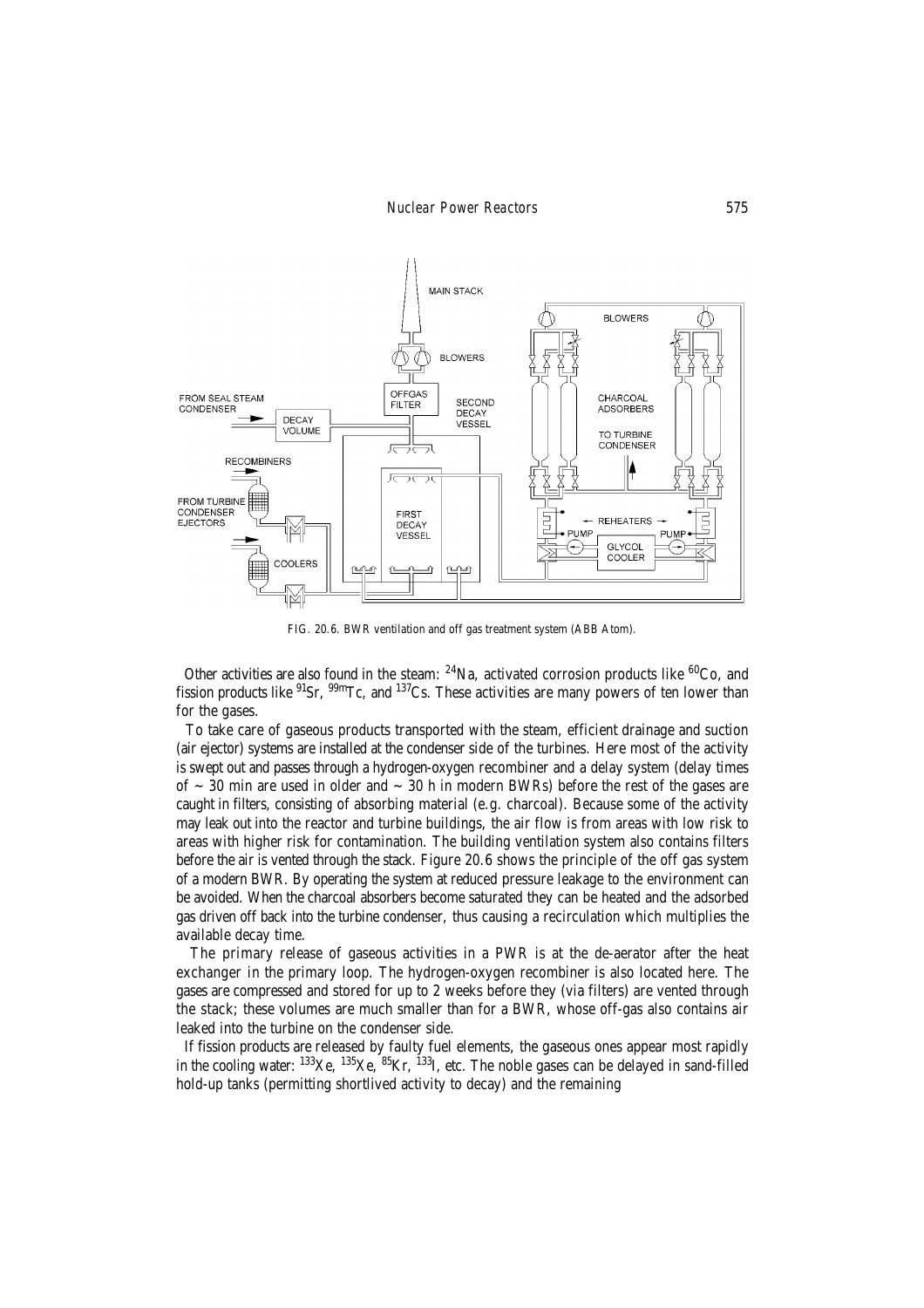MAIN STACK

BLOWERS

OFFGAS FILTER

FROM SEAL STEAM CONDENSER

DECAY VOLUME

SECOND DECAY VESSEL

BLOWERS

CHARCOAL ADSORBERS

TO TURBINE CONDENSER

RECOMBINERS

FROM TURBINE CONDENSER EJECTORS

FIRST DECAY VESSEL

REHEATERS

PUMP

PUMP

GLYCOL COOLER

COOLERS

FIG. 20.6. BWR ventilation and off gas treatment system (ABB Atom).

Other activities are also found in the steam: $^{24}$Na, activated corrosion products like $^{60}$Co, and fission products like $^{91}$Sr, $^{99m}$Tc, and $^{137}$Cs. These activities are many powers of ten lower than for the gases.

To take care of gaseous products transported with the steam, efficient drainage and suction (air ejector) systems are installed at the condenser side of the turbines. Here most of the activity is swept out and passes through a hydrogen-oxygen recombiner and a delay system (delay times of ~ 30 min are used in older and ~ 30 h in modern BWRs) before the rest of the gases are caught in filters, consisting of absorbing material (e.g. charcoal). Because some of the activity may leak out into the reactor and turbine buildings, the air flow is from areas with low risk to areas with higher risk for contamination. The building ventilation system also contains filters before the air is vented through the stack. Figure 20.6 shows the principle of the off gas system of a modern BWR. By operating the system at reduced pressure leakage to the environment can be avoided. When the charcoal absorbers become saturated they can be heated and the adsorbed gas driven off back into the turbine condenser, thus causing a recirculation which multiplies the available decay time.

The primary release of gaseous activities in a PWR is at the de-aerator after the heat exchanger in the primary loop. The hydrogen-oxygen recombiner is also located here. The gases are compressed and stored for up to 2 weeks before they (via filters) are vented through the stack; these volumes are much smaller than for a BWR, whose off-gas also contains air leaked into the turbine on the condenser side.

If fission products are released by faulty fuel elements, the gaseous ones appear most rapidly in the cooling water: $^{133}$Xe, $^{135}$Xe, $^{85}$Kr, $^{133}$I, etc. The noble gases can be delayed in sand-filled hold-up tanks (permitting shortlived activity to decay) and the remaining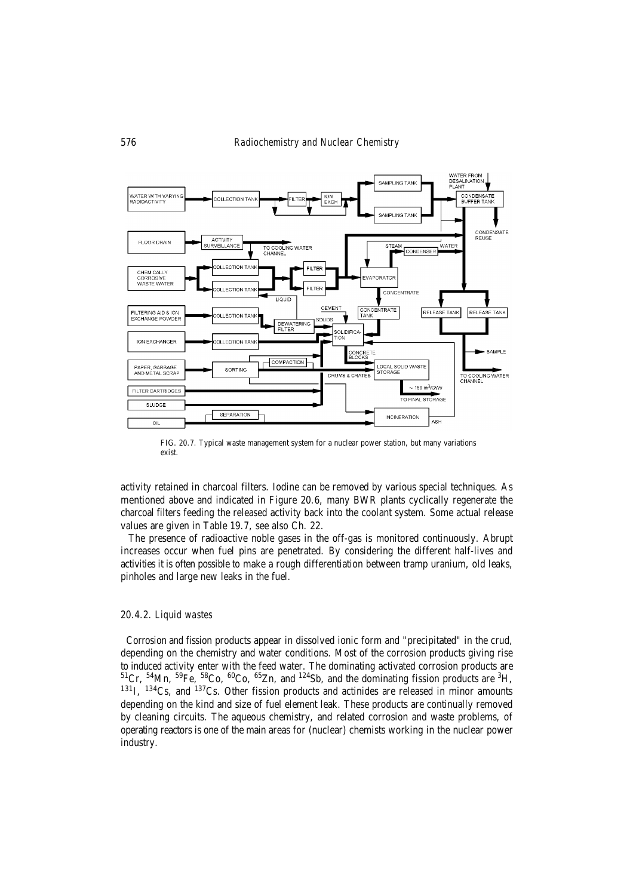FIG. 20.7. Typical waste management system for a nuclear power station, but many variations exist.

activity retained in charcoal filters. Iodine can be removed by various special techniques. As mentioned above and indicated in Figure 20.6, many BWR plants cyclically regenerate the charcoal filters feeding the released activity back into the coolant system. Some actual release values are given in Table 19.7, see also Ch. 22.

The presence of radioactive noble gases in the off-gas is monitored continuously. Abrupt increases occur when fuel pins are penetrated. By considering the different half-lives and activities it is often possible to make a rough differentiation between tramp uranium, old leaks, pinholes and large new leaks in the fuel.

### *20.4.2. Liquid wastes*

Corrosion and fission products appear in dissolved ionic form and "precipitated" in the crud, depending on the chemistry and water conditions. Most of the corrosion products giving rise to induced activity enter with the feed water. The dominating activated corrosion products are $^{51}Cr$, $^{54}Mn$, $^{59}Fe$, $^{58}Co$, $^{60}Co$, $^{65}Zn$, and $^{124}Sb$, and the dominating fission products are $^{3}H$, $^{131}I$, $^{134}Cs$, and $^{137}Cs$. Other fission products and actinides are released in minor amounts depending on the kind and size of fuel element leak. These products are continually removed by cleaning circuits. The aqueous chemistry, and related corrosion and waste problems, of operating reactors is one of the main areas for (nuclear) chemists working in the nuclear power industry.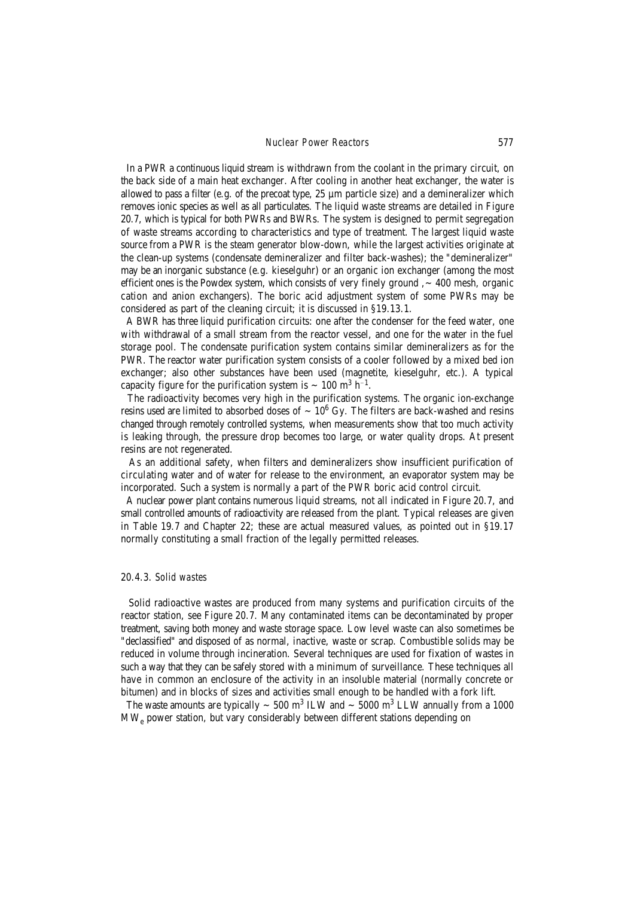In a PWR a continuous liquid stream is withdrawn from the coolant in the primary circuit, on the back side of a main heat exchanger. After cooling in another heat exchanger, the water is allowed to pass a filter (e.g. of the precoat type, 25 μm particle size) and a demineralizer which removes ionic species as well as all particulates. The liquid waste streams are detailed in Figure 20.7, which is typical for both PWRs and BWRs. The system is designed to permit segregation of waste streams according to characteristics and type of treatment. The largest liquid waste source from a PWR is the steam generator blow-down, while the largest activities originate at the clean-up systems (condensate demineralizer and filter back-washes); the "demineralizer" may be an inorganic substance (e.g. kieselguhr) or an organic ion exchanger (among the most efficient ones is the Powdex system, which consists of very finely ground , ~ 400 mesh, organic cation and anion exchangers). The boric acid adjustment system of some PWRs may be considered as part of the cleaning circuit; it is discussed in §19.13.1.

A BWR has three liquid purification circuits: one after the condenser for the feed water, one with withdrawal of a small stream from the reactor vessel, and one for the water in the fuel storage pool. The condensate purification system contains similar demineralizers as for the PWR. The reactor water purification system consists of a cooler followed by a mixed bed ion exchanger; also other substances have been used (magnetite, kieselguhr, etc.). A typical capacity figure for the purification system is ~ 100 $m^3$ $h^{-1}$.

The radioactivity becomes very high in the purification systems. The organic ion-exchange resins used are limited to absorbed doses of ~ $10^6$ Gy. The filters are back-washed and resins changed through remotely controlled systems, when measurements show that too much activity is leaking through, the pressure drop becomes too large, or water quality drops. At present resins are not regenerated.

As an additional safety, when filters and demineralizers show insufficient purification of circulating water and of water for release to the environment, an evaporator system may be incorporated. Such a system is normally a part of the PWR boric acid control circuit.

A nuclear power plant contains numerous liquid streams, not all indicated in Figure 20.7, and small controlled amounts of radioactivity are released from the plant. Typical releases are given in Table 19.7 and Chapter 22; these are actual measured values, as pointed out in §19.17 normally constituting a small fraction of the legally permitted releases.

### 20.4.3. *Solid wastes*

Solid radioactive wastes are produced from many systems and purification circuits of the reactor station, see Figure 20.7. Many contaminated items can be decontaminated by proper treatment, saving both money and waste storage space. Low level waste can also sometimes be "declassified" and disposed of as normal, inactive, waste or scrap. Combustible solids may be reduced in volume through incineration. Several techniques are used for fixation of wastes in such a way that they can be safely stored with a minimum of surveillance. These techniques all have in common an enclosure of the activity in an insoluble material (normally concrete or bitumen) and in blocks of sizes and activities small enough to be handled with a fork lift.

The waste amounts are typically ~ 500 $m^3$ ILW and ~ 5000 $m^3$ LLW annually from a 1000 $MW_e$ power station, but vary considerably between different stations depending on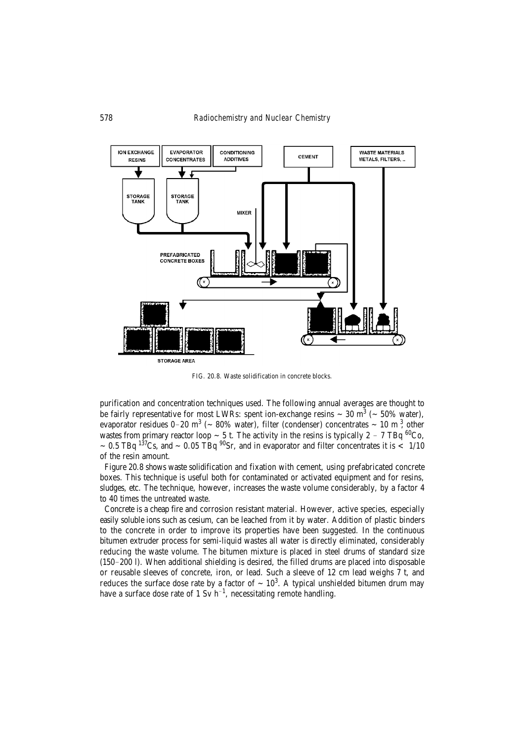FIG. 20.8. Waste solidification in concrete blocks.

purification and concentration techniques used. The following annual averages are thought to be fairly representative for most LWRs: spent ion-exchange resins ~ 30 $m^3$ (~ 50% water), evaporator residues 0–20 $m^3$ (~ 80% water), filter (condenser) concentrates ~ 10 $m^3$, other wastes from primary reactor loop ~ 5 t. The activity in the resins is typically 2 – 7 TBq $^{60}$Co, ~ 0.5 TBq $^{137}$Cs, and ~ 0.05 TBq $^{90}$Sr, and in evaporator and filter concentrates it is < 1/10 of the resin amount.

Figure 20.8 shows waste solidification and fixation with cement, using prefabricated concrete boxes. This technique is useful both for contaminated or activated equipment and for resins, sludges, etc. The technique, however, increases the waste volume considerably, by a factor 4 to 40 times the untreated waste.

Concrete is a cheap fire and corrosion resistant material. However, active species, especially easily soluble ions such as cesium, can be leached from it by water. Addition of plastic binders to the concrete in order to improve its properties have been suggested. In the continuous bitumen extruder process for semi-liquid wastes all water is directly eliminated, considerably reducing the waste volume. The bitumen mixture is placed in steel drums of standard size (150–200 l). When additional shielding is desired, the filled drums are placed into disposable or reusable sleeves of concrete, iron, or lead. Such a sleeve of 12 cm lead weighs 7 t, and reduces the surface dose rate by a factor of ~ $10^3$. A typical unshielded bitumen drum may have a surface dose rate of 1 Sv $h^{-1}$, necessitating remote handling.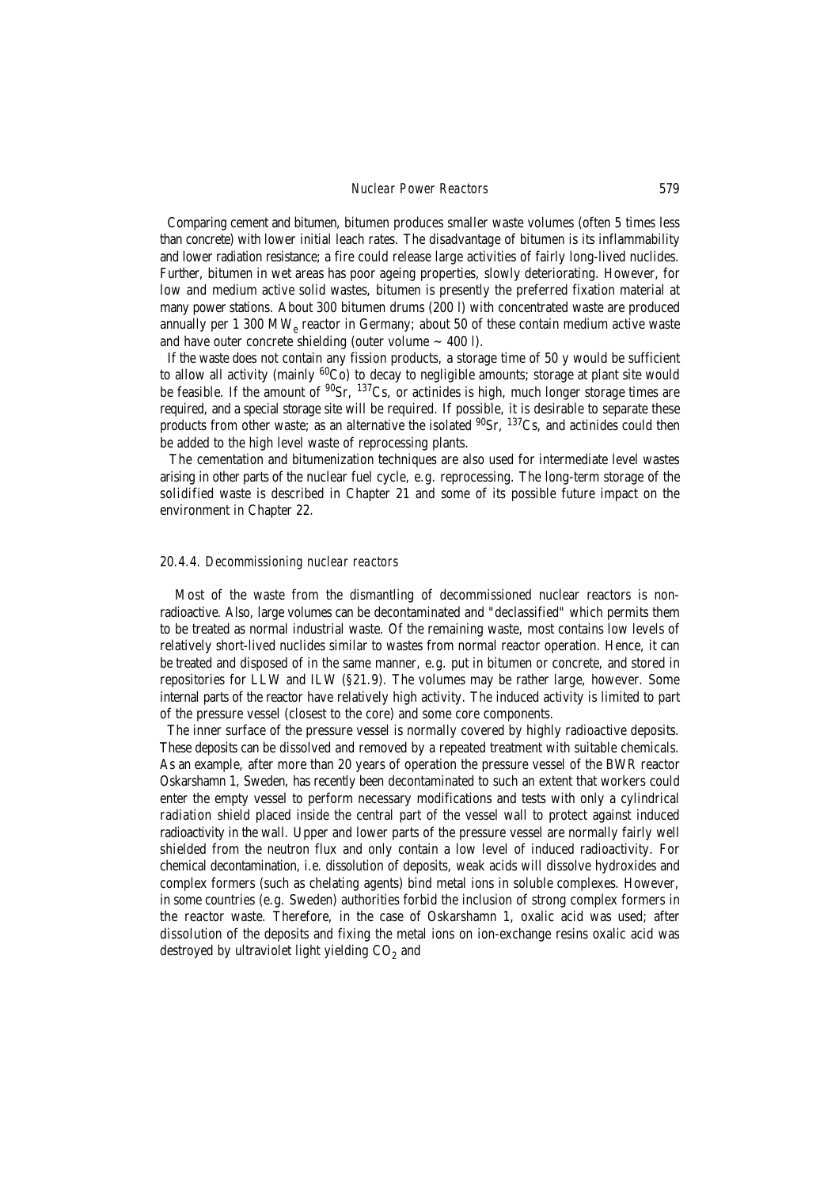Comparing cement and bitumen, bitumen produces smaller waste volumes (often 5 times less than concrete) with lower initial leach rates. The disadvantage of bitumen is its inflammability and lower radiation resistance; a fire could release large activities of fairly long-lived nuclides. Further, bitumen in wet areas has poor ageing properties, slowly deteriorating. However, for low and medium active solid wastes, bitumen is presently the preferred fixation material at many power stations. About 300 bitumen drums (200 l) with concentrated waste are produced annually per 1 300 $MW_e$ reactor in Germany; about 50 of these contain medium active waste and have outer concrete shielding (outer volume ~ 400 l).

If the waste does not contain any fission products, a storage time of 50 y would be sufficient to allow all activity (mainly $^{60}Co$) to decay to negligible amounts; storage at plant site would be feasible. If the amount of $^{90}Sr$, $^{137}Cs$, or actinides is high, much longer storage times are required, and a special storage site will be required. If possible, it is desirable to separate these products from other waste; as an alternative the isolated $^{90}Sr$, $^{137}Cs$, and actinides could then be added to the high level waste of reprocessing plants.

The cementation and bitumenization techniques are also used for intermediate level wastes arising in other parts of the nuclear fuel cycle, e.g. reprocessing. The long-term storage of the solidified waste is described in Chapter 21 and some of its possible future impact on the environment in Chapter 22.

### 20.4.4. *Decommissioning nuclear reactors*

Most of the waste from the dismantling of decommissioned nuclear reactors is non-radioactive. Also, large volumes can be decontaminated and "declassified" which permits them to be treated as normal industrial waste. Of the remaining waste, most contains low levels of relatively short-lived nuclides similar to wastes from normal reactor operation. Hence, it can be treated and disposed of in the same manner, e.g. put in bitumen or concrete, and stored in repositories for LLW and ILW (§21.9). The volumes may be rather large, however. Some internal parts of the reactor have relatively high activity. The induced activity is limited to part of the pressure vessel (closest to the core) and some core components.

The inner surface of the pressure vessel is normally covered by highly radioactive deposits. These deposits can be dissolved and removed by a repeated treatment with suitable chemicals. As an example, after more than 20 years of operation the pressure vessel of the BWR reactor Oskarshamn 1, Sweden, has recently been decontaminated to such an extent that workers could enter the empty vessel to perform necessary modifications and tests with only a cylindrical radiation shield placed inside the central part of the vessel wall to protect against induced radioactivity in the wall. Upper and lower parts of the pressure vessel are normally fairly well shielded from the neutron flux and only contain a low level of induced radioactivity. For chemical decontamination, i.e. dissolution of deposits, weak acids will dissolve hydroxides and complex formers (such as chelating agents) bind metal ions in soluble complexes. However, in some countries (e.g. Sweden) authorities forbid the inclusion of strong complex formers in the reactor waste. Therefore, in the case of Oskarshamn 1, oxalic acid was used; after dissolution of the deposits and fixing the metal ions on ion-exchange resins oxalic acid was destroyed by ultraviolet light yielding $CO_2$ and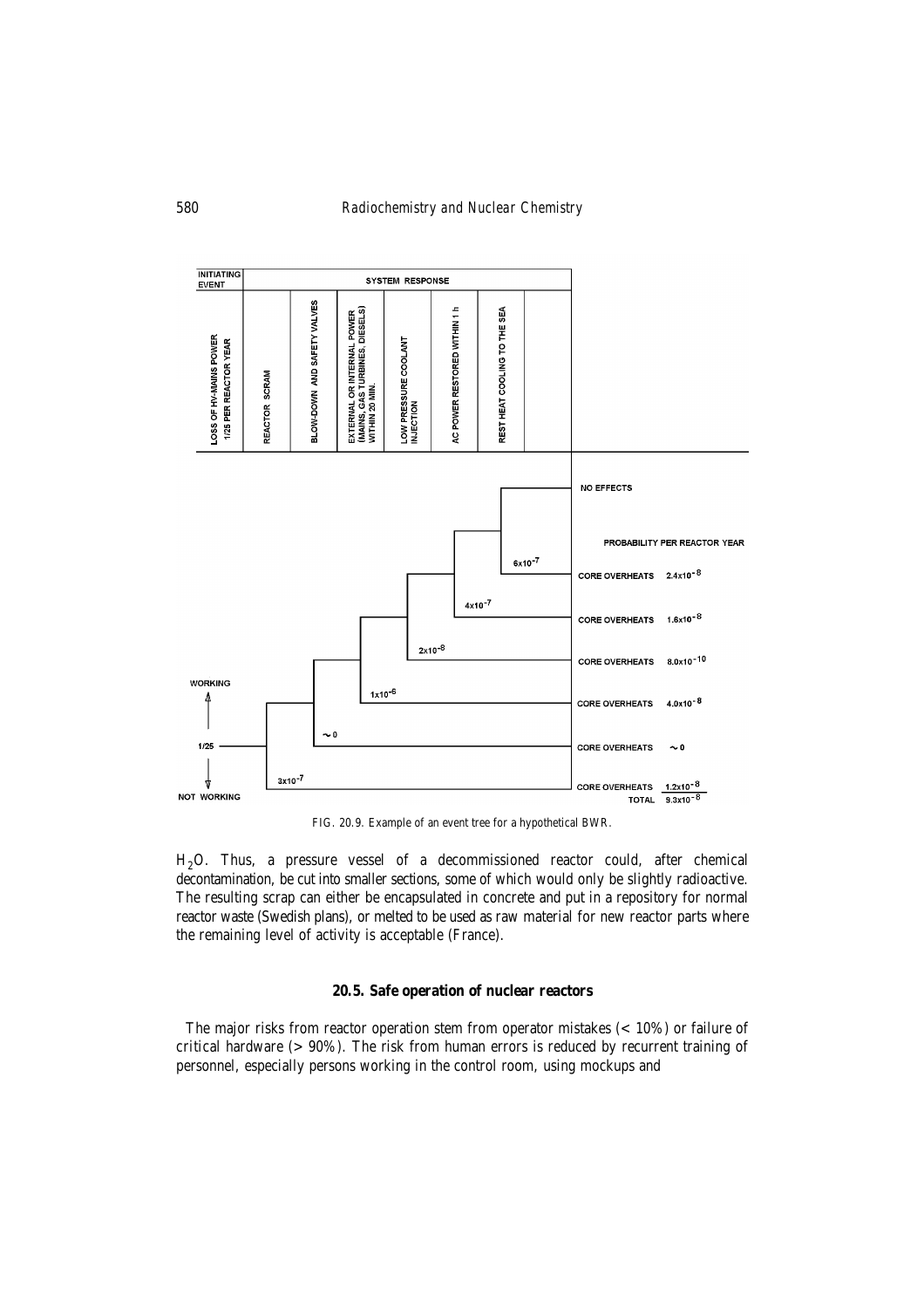FIG. 20.9. Example of an event tree for a hypothetical BWR.

$H_2O$. Thus, a pressure vessel of a decommissioned reactor could, after chemical decontamination, be cut into smaller sections, some of which would only be slightly radioactive. The resulting scrap can either be encapsulated in concrete and put in a repository for normal reactor waste (Swedish plans), or melted to be used as raw material for new reactor parts where the remaining level of activity is acceptable (France).

### 20.5. Safe operation of nuclear reactors

The major risks from reactor operation stem from operator mistakes (< 10%) or failure of critical hardware (> 90%). The risk from human errors is reduced by recurrent training of personnel, especially persons working in the control room, using mockups and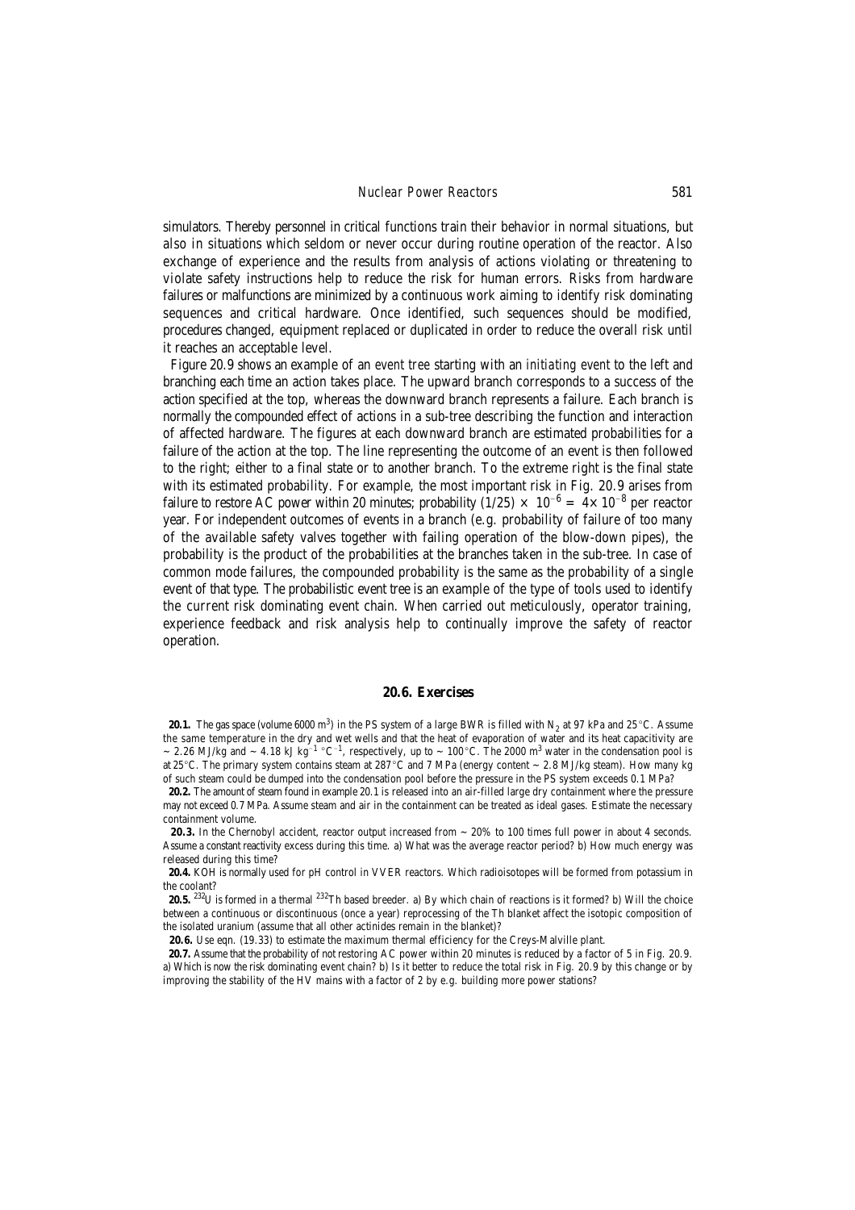simulators. Thereby personnel in critical functions train their behavior in normal situations, but also in situations which seldom or never occur during routine operation of the reactor. Also exchange of experience and the results from analysis of actions violating or threatening to violate safety instructions help to reduce the risk for human errors. Risks from hardware failures or malfunctions are minimized by a continuous work aiming to identify risk dominating sequences and critical hardware. Once identified, such sequences should be modified, procedures changed, equipment replaced or duplicated in order to reduce the overall risk until it reaches an acceptable level.

Figure 20.9 shows an example of an *event tree* starting with an *initiating event* to the left and branching each time an action takes place. The upward branch corresponds to a success of the action specified at the top, whereas the downward branch represents a failure. Each branch is normally the compounded effect of actions in a sub-tree describing the function and interaction of affected hardware. The figures at each downward branch are estimated probabilities for a failure of the action at the top. The line representing the outcome of an event is then followed to the right; either to a final state or to another branch. To the extreme right is the final state with its estimated probability. For example, the most important risk in Fig. 20.9 arises from failure to restore AC power within 20 minutes; probability $(1/25) \times 10^{-6} = 4 \times 10^{-8}$ per reactor year. For independent outcomes of events in a branch (e.g. probability of failure of too many of the available safety valves together with failing operation of the blow-down pipes), the probability is the product of the probabilities at the branches taken in the sub-tree. In case of common mode failures, the compounded probability is the same as the probability of a single event of that type. The probabilistic event tree is an example of the type of tools used to identify the current risk dominating event chain. When carried out meticulously, operator training, experience feedback and risk analysis help to continually improve the safety of reactor operation.

## 20.6. Exercises

**20.1.** The gas space (volume 6000 $m^3$) in the PS system of a large BWR is filled with $N_2$ at 97 kPa and 25°C. Assume the same temperature in the dry and wet wells and that the heat of evaporation of water and its heat capacitivity are ~ 2.26 MJ/kg and ~ 4.18 kJ $kg^{-1}$ $°C^{-1}$, respectively, up to ~ 100°C. The 2000 $m^3$ water in the condensation pool is at 25°C. The primary system contains steam at 287°C and 7 MPa (energy content ~ 2.8 MJ/kg steam). How many kg of such steam could be dumped into the condensation pool before the pressure in the PS system exceeds 0.1 MPa?

**20.2.** The amount of steam found in example 20.1 is released into an air-filled large dry containment where the pressure may not exceed 0.7 MPa. Assume steam and air in the containment can be treated as ideal gases. Estimate the necessary containment volume.

**20.3.** In the Chernobyl accident, reactor output increased from ~ 20% to 100 times full power in about 4 seconds. Assume a constant reactivity excess during this time. a) What was the average reactor period? b) How much energy was released during this time?

**20.4.** KOH is normally used for pH control in VVER reactors. Which radioisotopes will be formed from potassium in the coolant?

**20.5.** $^{232}U$ is formed in a thermal $^{232}Th$ based breeder. a) By which chain of reactions is it formed? b) Will the choice between a continuous or discontinuous (once a year) reprocessing of the Th blanket affect the isotopic composition of the isolated uranium (assume that all other actinides remain in the blanket)?

**20.6.** Use eqn. (19.33) to estimate the maximum thermal efficiency for the Creys-Malville plant.

**20.7.** Assume that the probability of not restoring AC power within 20 minutes is reduced by a factor of 5 in Fig. 20.9. a) Which is now the risk dominating event chain? b) Is it better to reduce the total risk in Fig. 20.9 by this change or by improving the stability of the HV mains with a factor of 2 by e.g. building more power stations?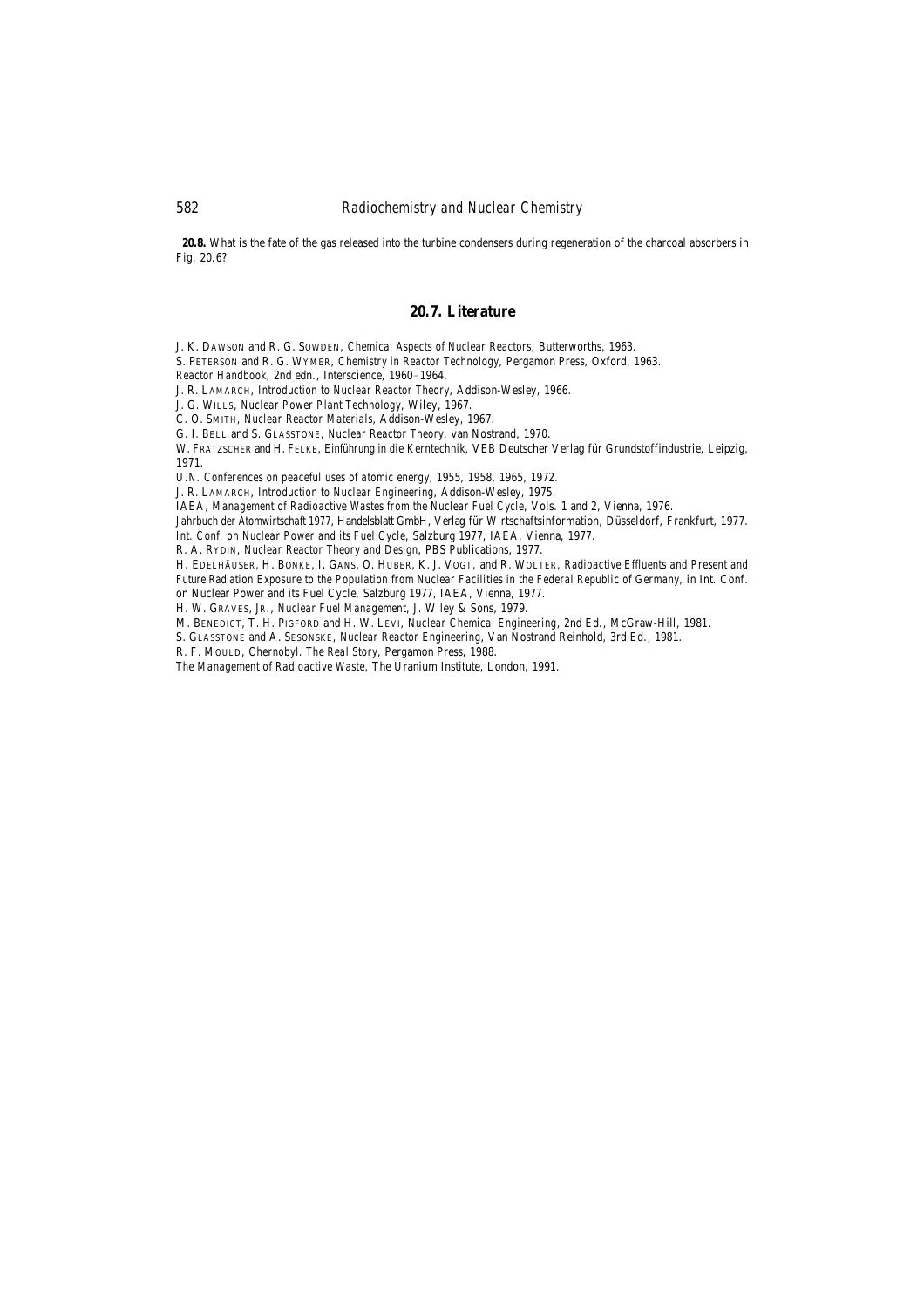**20.8.** What is the fate of the gas released into the turbine condensers during regeneration of the charcoal absorbers in Fig. 20.6?

## 20.7. Literature

J. K. DAWSON and R. G. SOWDEN, *Chemical Aspects of Nuclear Reactors*, Butterworths, 1963.

S. PETERSON and R. G. WYMER, *Chemistry in Reactor Technology*, Pergamon Press, Oxford, 1963.

*Reactor Handbook*, 2nd edn., Interscience, 1960–1964.

J. R. LAMARCH, *Introduction to Nuclear Reactor Theory*, Addison-Wesley, 1966.

J. G. WILLS, *Nuclear Power Plant Technology*, Wiley, 1967.

C. O. SMITH, *Nuclear Reactor Materials*, Addison-Wesley, 1967.

G. I. BELL and S. GLASSTONE, *Nuclear Reactor Theory*, van Nostrand, 1970.

W. FRATZSCHER and H. FELKE, *Einführung in die Kerntechnik*, VEB Deutscher Verlag für Grundstoffindustrie, Leipzig, 1971.

U.N. Conferences on peaceful uses of atomic energy, 1955, 1958, 1965, 1972.

J. R. LAMARCH, *Introduction to Nuclear Engineering*, Addison-Wesley, 1975.

IAEA, *Management of Radioactive Wastes from the Nuclear Fuel Cycle*, Vols. 1 and 2, Vienna, 1976.

*Jahrbuch der Atomwirtschaft 1977*, Handelsblatt GmbH, Verlag für Wirtschaftsinformation, Düsseldorf, Frankfurt, 1977.

*Int. Conf. on Nuclear Power and its Fuel Cycle*, Salzburg 1977, IAEA, Vienna, 1977.

R. A. RYDIN, *Nuclear Reactor Theory and Design*, PBS Publications, 1977.

H. EDELHÄUSER, H. BONKE, I. GANS, O. HUBER, K. J. VOGT, and R. WOLTER, *Radioactive Effluents and Present and Future Radiation Exposure to the Population from Nuclear Facilities in the Federal Republic of Germany*, in Int. Conf. on Nuclear Power and its Fuel Cycle, Salzburg 1977, IAEA, Vienna, 1977.

H. W. GRAVES, JR., *Nuclear Fuel Management*, J. Wiley & Sons, 1979.

M. BENEDICT, T. H. PIGFORD and H. W. LEVI, *Nuclear Chemical Engineering*, 2nd Ed., McGraw-Hill, 1981.

S. GLASSTONE and A. SESONSKE, *Nuclear Reactor Engineering*, Van Nostrand Reinhold, 3rd Ed., 1981.

R. F. MOULD, *Chernobyl. The Real Story*, Pergamon Press, 1988.

*The Management of Radioactive Waste*, The Uranium Institute, London, 1991.